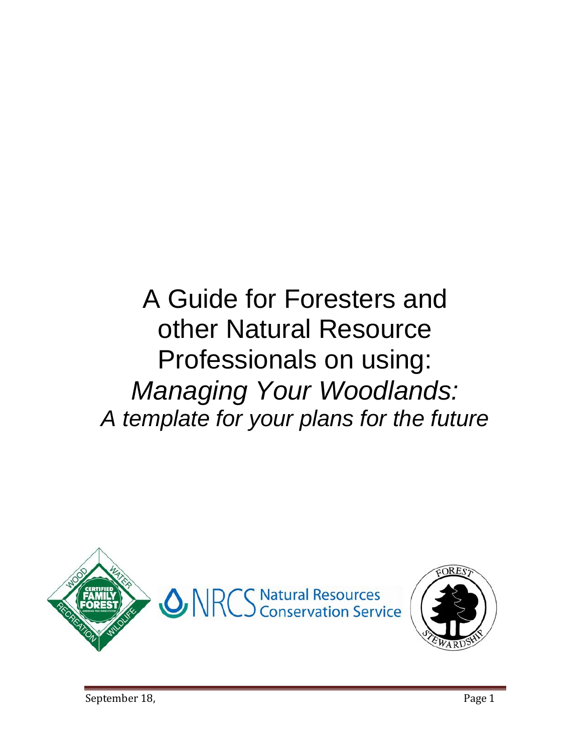# A Guide for Foresters and other Natural Resource Professionals on using:

# *Managing Your Woodlands:*

## *A template for your plans for the future*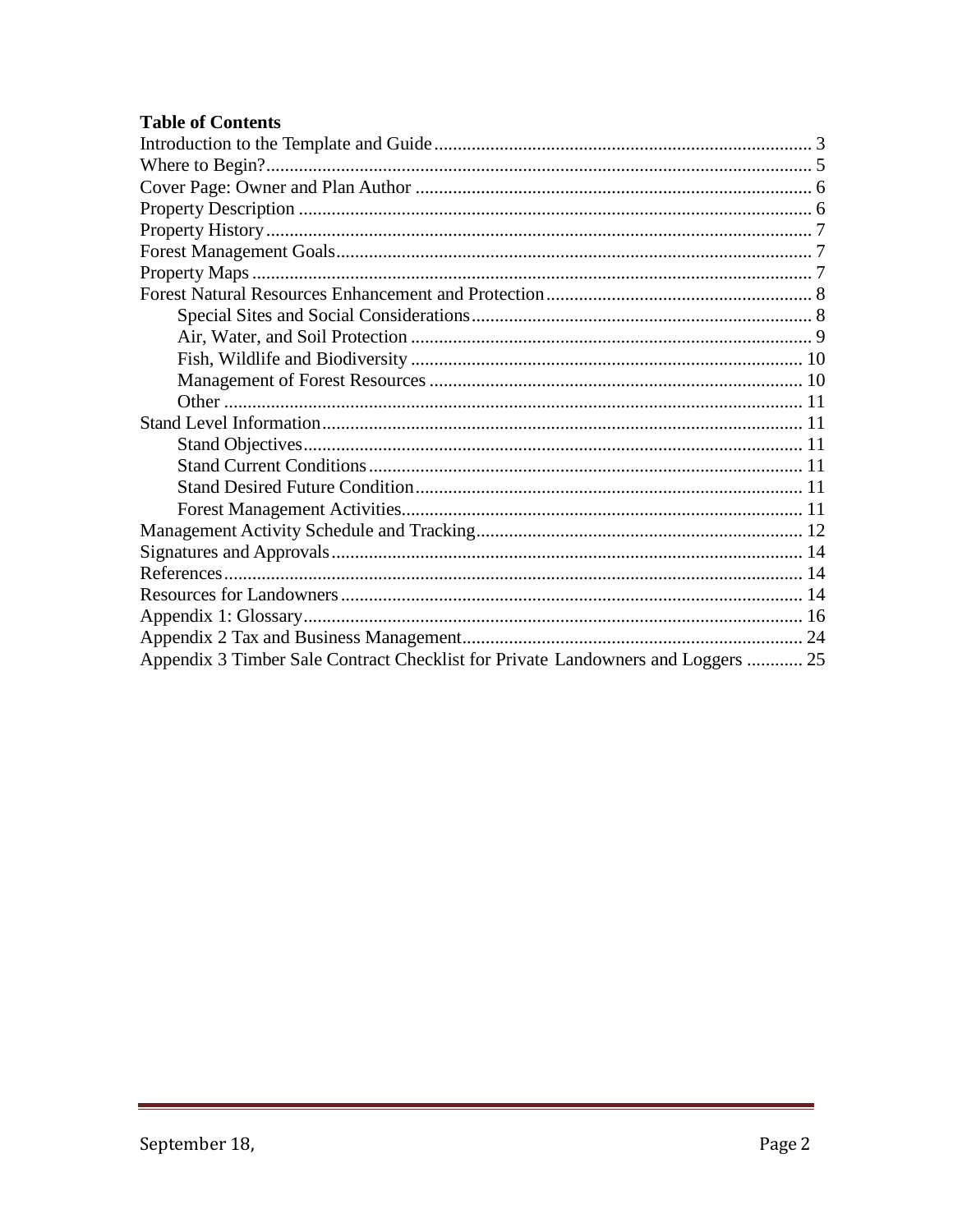**Table of Contents**

Introduction to the Template and Guide ........ 3
Where to Begin? ........ 5
Cover Page: Owner and Plan Author ........ 6
Property Description ........ 6
Property History ........ 7
Forest Management Goals ........ 7
Property Maps ........ 7
Forest Natural Resources Enhancement and Protection ........ 8
- Special Sites and Social Considerations ........ 8
- Air, Water, and Soil Protection ........ 9
- Fish, Wildlife and Biodiversity ........ 10
- Management of Forest Resources ........ 10
- Other ........ 11

Stand Level Information ........ 11
- Stand Objectives ........ 11
- Stand Current Conditions ........ 11
- Stand Desired Future Condition ........ 11
- Forest Management Activities ........ 11

Management Activity Schedule and Tracking ........ 12
Signatures and Approvals ........ 14
References ........ 14
Resources for Landowners ........ 14
Appendix 1: Glossary ........ 16
Appendix 2 Tax and Business Management ........ 24
Appendix 3 Timber Sale Contract Checklist for Private Landowners and Loggers ........ 25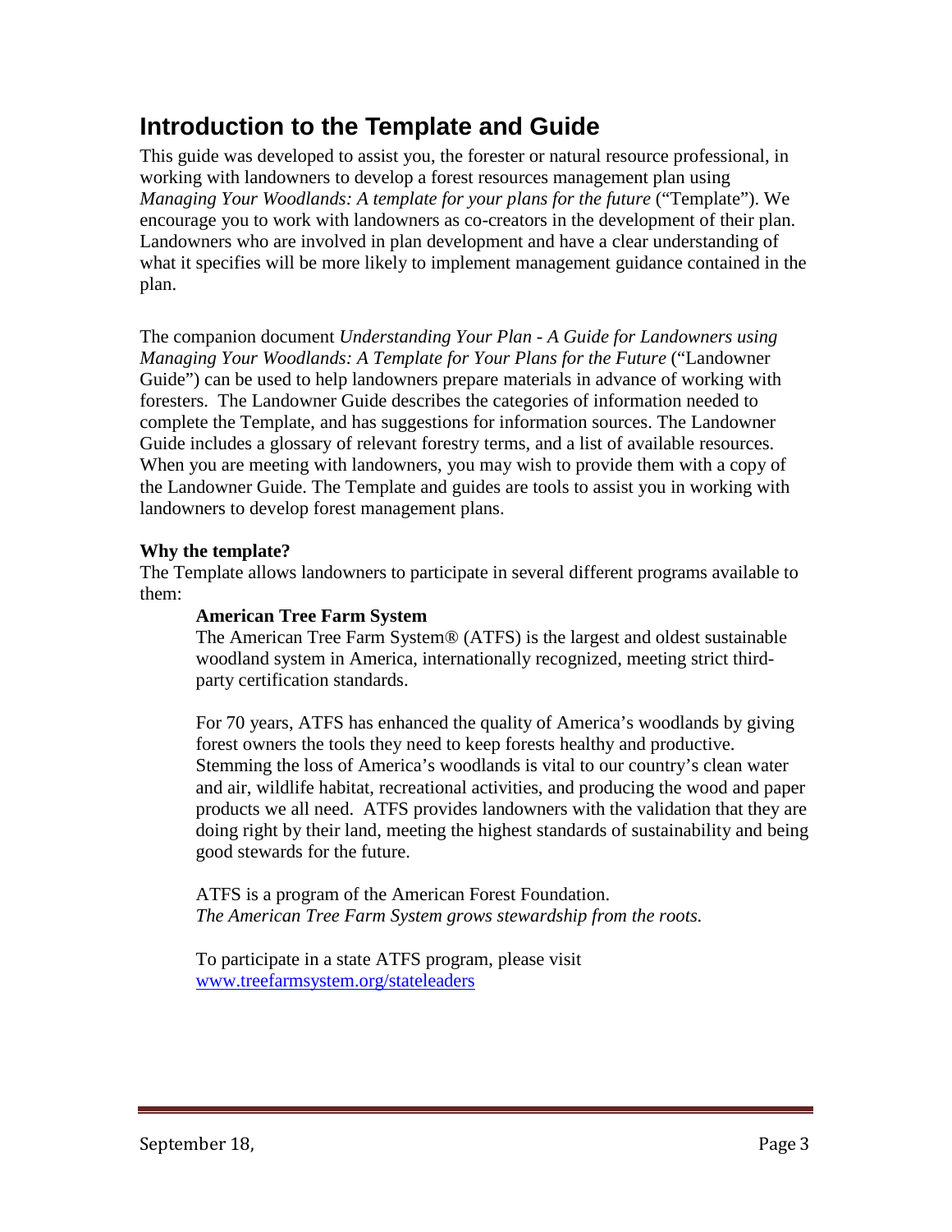# Introduction to the Template and Guide

This guide was developed to assist you, the forester or natural resource professional, in working with landowners to develop a forest resources management plan using *Managing Your Woodlands: A template for your plans for the future* ("Template"). We encourage you to work with landowners as co-creators in the development of their plan. Landowners who are involved in plan development and have a clear understanding of what it specifies will be more likely to implement management guidance contained in the plan.

The companion document *Understanding Your Plan - A Guide for Landowners using Managing Your Woodlands: A Template for Your Plans for the Future* ("Landowner Guide") can be used to help landowners prepare materials in advance of working with foresters. The Landowner Guide describes the categories of information needed to complete the Template, and has suggestions for information sources. The Landowner Guide includes a glossary of relevant forestry terms, and a list of available resources. When you are meeting with landowners, you may wish to provide them with a copy of the Landowner Guide. The Template and guides are tools to assist you in working with landowners to develop forest management plans.

**Why the template?**

The Template allows landowners to participate in several different programs available to them:

**American Tree Farm System**

The American Tree Farm System® (ATFS) is the largest and oldest sustainable woodland system in America, internationally recognized, meeting strict third-party certification standards.

For 70 years, ATFS has enhanced the quality of America's woodlands by giving forest owners the tools they need to keep forests healthy and productive. Stemming the loss of America's woodlands is vital to our country's clean water and air, wildlife habitat, recreational activities, and producing the wood and paper products we all need. ATFS provides landowners with the validation that they are doing right by their land, meeting the highest standards of sustainability and being good stewards for the future.

ATFS is a program of the American Forest Foundation.
*The American Tree Farm System grows stewardship from the roots.*

To participate in a state ATFS program, please visit [www.treefarmsystem.org/stateleaders](www.treefarmsystem.org/stateleaders)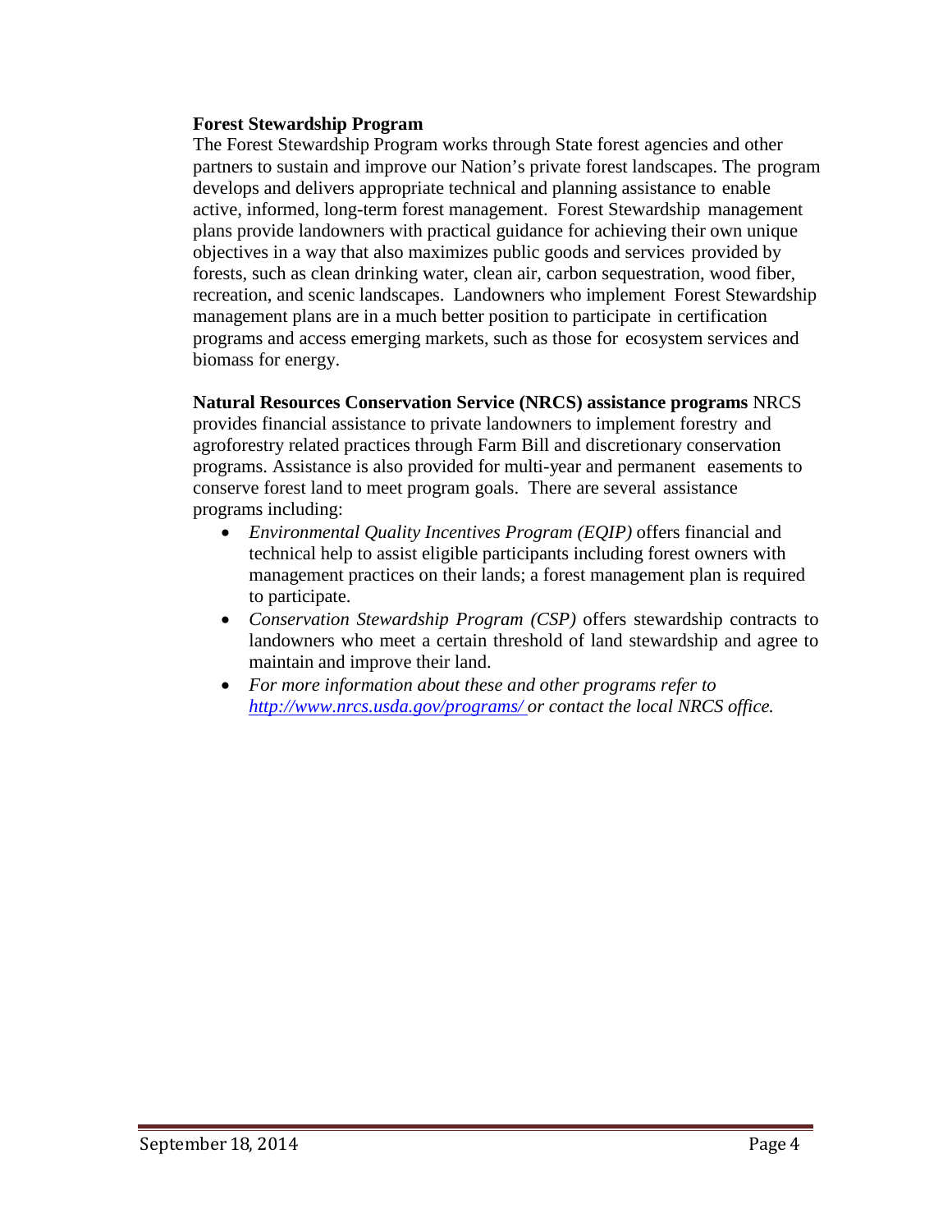**Forest Stewardship Program**

The Forest Stewardship Program works through State forest agencies and other partners to sustain and improve our Nation's private forest landscapes. The program develops and delivers appropriate technical and planning assistance to enable active, informed, long-term forest management. Forest Stewardship management plans provide landowners with practical guidance for achieving their own unique objectives in a way that also maximizes public goods and services provided by forests, such as clean drinking water, clean air, carbon sequestration, wood fiber, recreation, and scenic landscapes. Landowners who implement Forest Stewardship management plans are in a much better position to participate in certification programs and access emerging markets, such as those for ecosystem services and biomass for energy.

**Natural Resources Conservation Service (NRCS) assistance programs** NRCS provides financial assistance to private landowners to implement forestry and agroforestry related practices through Farm Bill and discretionary conservation programs. Assistance is also provided for multi-year and permanent easements to conserve forest land to meet program goals. There are several assistance programs including:

- *Environmental Quality Incentives Program (EQIP)* offers financial and technical help to assist eligible participants including forest owners with management practices on their lands; a forest management plan is required to participate.
- *Conservation Stewardship Program (CSP)* offers stewardship contracts to landowners who meet a certain threshold of land stewardship and agree to maintain and improve their land.
- *For more information about these and other programs refer to [http://www.nrcs.usda.gov/programs/](http://www.nrcs.usda.gov/programs/) or contact the local NRCS office.*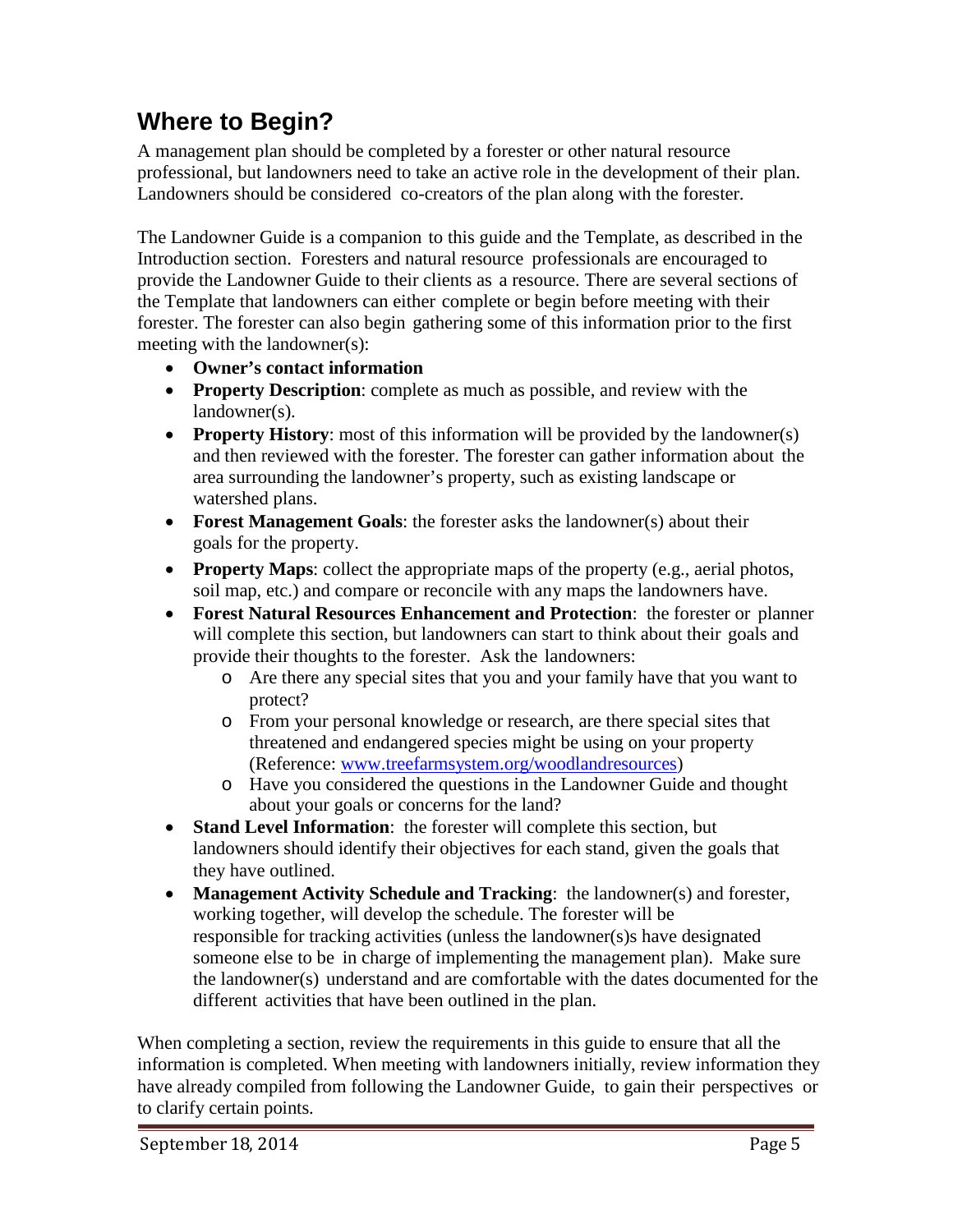## Where to Begin?

A management plan should be completed by a forester or other natural resource professional, but landowners need to take an active role in the development of their plan. Landowners should be considered co-creators of the plan along with the forester.

The Landowner Guide is a companion to this guide and the Template, as described in the Introduction section. Foresters and natural resource professionals are encouraged to provide the Landowner Guide to their clients as a resource. There are several sections of the Template that landowners can either complete or begin before meeting with their forester. The forester can also begin gathering some of this information prior to the first meeting with the landowner(s):

- **Owner's contact information**
- **Property Description**: complete as much as possible, and review with the landowner(s).
- **Property History**: most of this information will be provided by the landowner(s) and then reviewed with the forester. The forester can gather information about the area surrounding the landowner's property, such as existing landscape or watershed plans.
- **Forest Management Goals**: the forester asks the landowner(s) about their goals for the property.
- **Property Maps**: collect the appropriate maps of the property (e.g., aerial photos, soil map, etc.) and compare or reconcile with any maps the landowners have.
- **Forest Natural Resources Enhancement and Protection**: the forester or planner will complete this section, but landowners can start to think about their goals and provide their thoughts to the forester. Ask the landowners:
  - Are there any special sites that you and your family have that you want to protect?
  - From your personal knowledge or research, are there special sites that threatened and endangered species might be using on your property (Reference: www.treefarmsystem.org/woodlandresources)
  - Have you considered the questions in the Landowner Guide and thought about your goals or concerns for the land?
- **Stand Level Information**: the forester will complete this section, but landowners should identify their objectives for each stand, given the goals that they have outlined.
- **Management Activity Schedule and Tracking**: the landowner(s) and forester, working together, will develop the schedule. The forester will be responsible for tracking activities (unless the landowner(s)s have designated someone else to be in charge of implementing the management plan). Make sure the landowner(s) understand and are comfortable with the dates documented for the different activities that have been outlined in the plan.

When completing a section, review the requirements in this guide to ensure that all the information is completed. When meeting with landowners initially, review information they have already compiled from following the Landowner Guide, to gain their perspectives or to clarify certain points.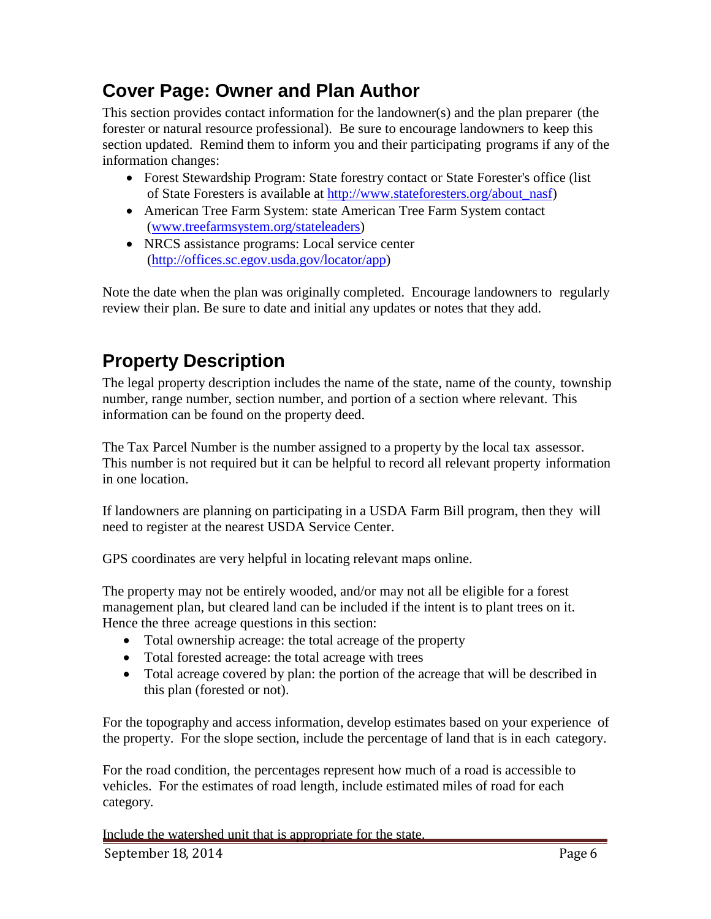## Cover Page: Owner and Plan Author

This section provides contact information for the landowner(s) and the plan preparer (the forester or natural resource professional). Be sure to encourage landowners to keep this section updated. Remind them to inform you and their participating programs if any of the information changes:

- Forest Stewardship Program: State forestry contact or State Forester's office (list of State Foresters is available at http://www.stateforesters.org/about_nasf)
- American Tree Farm System: state American Tree Farm System contact (www.treefarmsystem.org/stateleaders)
- NRCS assistance programs: Local service center (http://offices.sc.egov.usda.gov/locator/app)

Note the date when the plan was originally completed. Encourage landowners to regularly review their plan. Be sure to date and initial any updates or notes that they add.

## Property Description

The legal property description includes the name of the state, name of the county, township number, range number, section number, and portion of a section where relevant. This information can be found on the property deed.

The Tax Parcel Number is the number assigned to a property by the local tax assessor. This number is not required but it can be helpful to record all relevant property information in one location.

If landowners are planning on participating in a USDA Farm Bill program, then they will need to register at the nearest USDA Service Center.

GPS coordinates are very helpful in locating relevant maps online.

The property may not be entirely wooded, and/or may not all be eligible for a forest management plan, but cleared land can be included if the intent is to plant trees on it. Hence the three acreage questions in this section:

- Total ownership acreage: the total acreage of the property
- Total forested acreage: the total acreage with trees
- Total acreage covered by plan: the portion of the acreage that will be described in this plan (forested or not).

For the topography and access information, develop estimates based on your experience of the property. For the slope section, include the percentage of land that is in each category.

For the road condition, the percentages represent how much of a road is accessible to vehicles. For the estimates of road length, include estimated miles of road for each category.

Include the watershed unit that is appropriate for the state.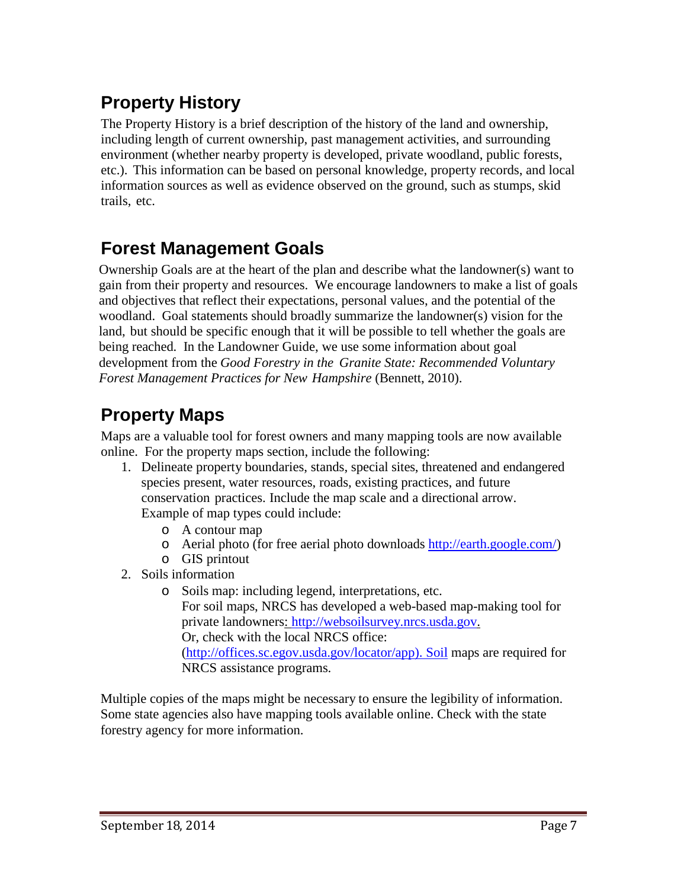## Property History

The Property History is a brief description of the history of the land and ownership, including length of current ownership, past management activities, and surrounding environment (whether nearby property is developed, private woodland, public forests, etc.). This information can be based on personal knowledge, property records, and local information sources as well as evidence observed on the ground, such as stumps, skid trails, etc.

## Forest Management Goals

Ownership Goals are at the heart of the plan and describe what the landowner(s) want to gain from their property and resources. We encourage landowners to make a list of goals and objectives that reflect their expectations, personal values, and the potential of the woodland. Goal statements should broadly summarize the landowner(s) vision for the land, but should be specific enough that it will be possible to tell whether the goals are being reached. In the Landowner Guide, we use some information about goal development from the *Good Forestry in the Granite State: Recommended Voluntary Forest Management Practices for New Hampshire* (Bennett, 2010).

## Property Maps

Maps are a valuable tool for forest owners and many mapping tools are now available online. For the property maps section, include the following:

1. Delineate property boundaries, stands, special sites, threatened and endangered species present, water resources, roads, existing practices, and future conservation practices. Include the map scale and a directional arrow. Example of map types could include:
   - A contour map
   - Aerial photo (for free aerial photo downloads http://earth.google.com/)
   - GIS printout
2. Soils information
   - Soils map: including legend, interpretations, etc.
     For soil maps, NRCS has developed a web-based map-making tool for private landowners: http://websoilsurvey.nrcs.usda.gov.
     Or, check with the local NRCS office:
     (http://offices.sc.egov.usda.gov/locator/app). Soil maps are required for NRCS assistance programs.

Multiple copies of the maps might be necessary to ensure the legibility of information. Some state agencies also have mapping tools available online. Check with the state forestry agency for more information.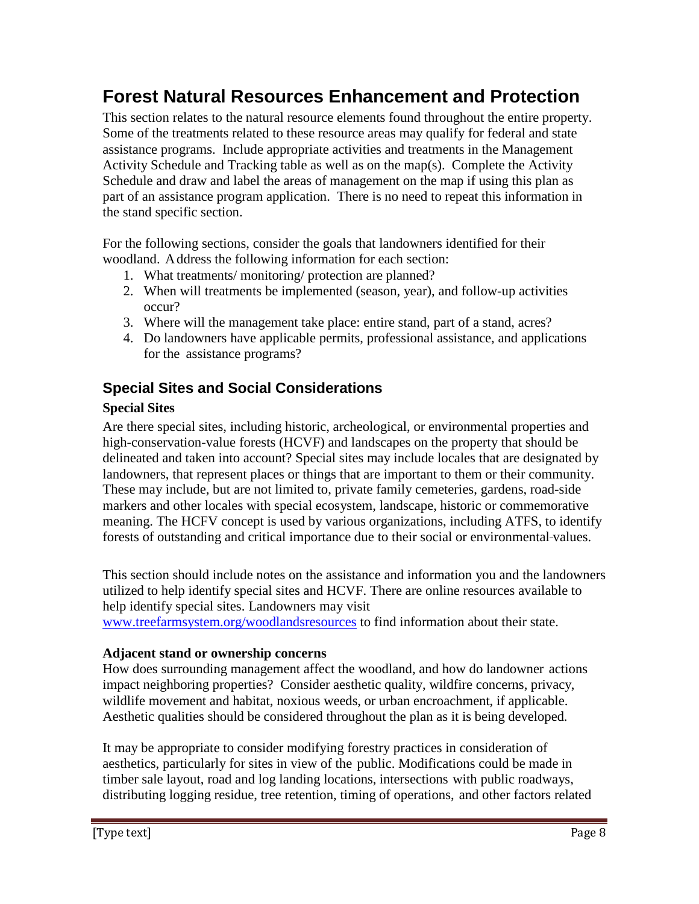# Forest Natural Resources Enhancement and Protection

This section relates to the natural resource elements found throughout the entire property. Some of the treatments related to these resource areas may qualify for federal and state assistance programs. Include appropriate activities and treatments in the Management Activity Schedule and Tracking table as well as on the map(s). Complete the Activity Schedule and draw and label the areas of management on the map if using this plan as part of an assistance program application. There is no need to repeat this information in the stand specific section.

For the following sections, consider the goals that landowners identified for their woodland. Address the following information for each section:

1. What treatments/ monitoring/ protection are planned?
2. When will treatments be implemented (season, year), and follow-up activities occur?
3. Where will the management take place: entire stand, part of a stand, acres?
4. Do landowners have applicable permits, professional assistance, and applications for the assistance programs?

## Special Sites and Social Considerations

### Special Sites

Are there special sites, including historic, archeological, or environmental properties and high-conservation-value forests (HCVF) and landscapes on the property that should be delineated and taken into account? Special sites may include locales that are designated by landowners, that represent places or things that are important to them or their community. These may include, but are not limited to, private family cemeteries, gardens, road-side markers and other locales with special ecosystem, landscape, historic or commemorative meaning. The HCFV concept is used by various organizations, including ATFS, to identify forests of outstanding and critical importance due to their social or environmental values.

This section should include notes on the assistance and information you and the landowners utilized to help identify special sites and HCVF. There are online resources available to help identify special sites. Landowners may visit [www.treefarmsystem.org/woodlandsresources](http://www.treefarmsystem.org/woodlandsresources) to find information about their state.

### Adjacent stand or ownership concerns

How does surrounding management affect the woodland, and how do landowner actions impact neighboring properties? Consider aesthetic quality, wildfire concerns, privacy, wildlife movement and habitat, noxious weeds, or urban encroachment, if applicable. Aesthetic qualities should be considered throughout the plan as it is being developed.

It may be appropriate to consider modifying forestry practices in consideration of aesthetics, particularly for sites in view of the public. Modifications could be made in timber sale layout, road and log landing locations, intersections with public roadways, distributing logging residue, tree retention, timing of operations, and other factors related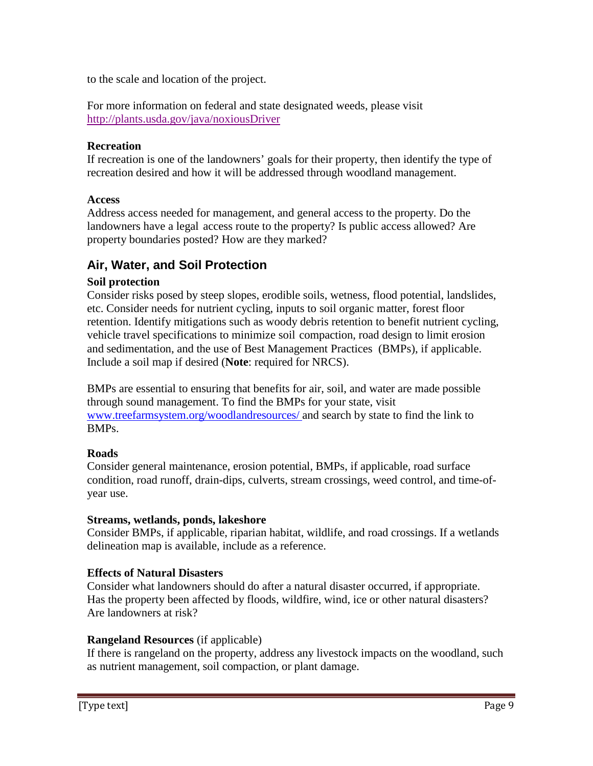to the scale and location of the project.

For more information on federal and state designated weeds, please visit [http://plants.usda.gov/java/noxiousDriver](http://plants.usda.gov/java/noxiousDriver)

**Recreation**
If recreation is one of the landowners' goals for their property, then identify the type of recreation desired and how it will be addressed through woodland management.

**Access**
Address access needed for management, and general access to the property. Do the landowners have a legal access route to the property? Is public access allowed? Are property boundaries posted? How are they marked?

## Air, Water, and Soil Protection

**Soil protection**
Consider risks posed by steep slopes, erodible soils, wetness, flood potential, landslides, etc. Consider needs for nutrient cycling, inputs to soil organic matter, forest floor retention. Identify mitigations such as woody debris retention to benefit nutrient cycling, vehicle travel specifications to minimize soil compaction, road design to limit erosion and sedimentation, and the use of Best Management Practices (BMPs), if applicable. Include a soil map if desired (**Note**: required for NRCS).

BMPs are essential to ensuring that benefits for air, soil, and water are made possible through sound management. To find the BMPs for your state, visit [www.treefarmsystem.org/woodlandresources/](www.treefarmsystem.org/woodlandresources/) and search by state to find the link to BMPs.

**Roads**
Consider general maintenance, erosion potential, BMPs, if applicable, road surface condition, road runoff, drain-dips, culverts, stream crossings, weed control, and time-of-year use.

**Streams, wetlands, ponds, lakeshore**
Consider BMPs, if applicable, riparian habitat, wildlife, and road crossings. If a wetlands delineation map is available, include as a reference.

**Effects of Natural Disasters**
Consider what landowners should do after a natural disaster occurred, if appropriate. Has the property been affected by floods, wildfire, wind, ice or other natural disasters? Are landowners at risk?

**Rangeland Resources** (if applicable)
If there is rangeland on the property, address any livestock impacts on the woodland, such as nutrient management, soil compaction, or plant damage.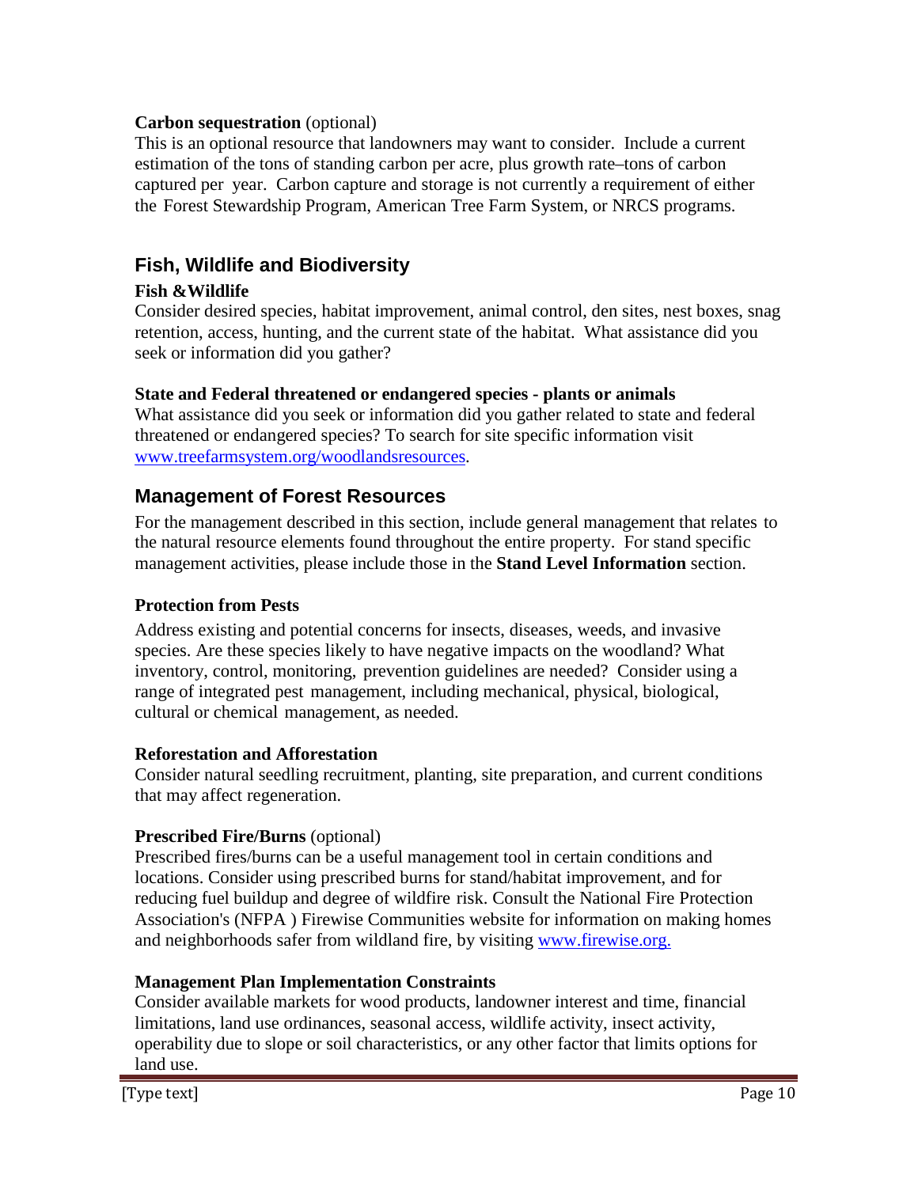**Carbon sequestration** (optional)

This is an optional resource that landowners may want to consider. Include a current estimation of the tons of standing carbon per acre, plus growth rate–tons of carbon captured per year. Carbon capture and storage is not currently a requirement of either the Forest Stewardship Program, American Tree Farm System, or NRCS programs.

## Fish, Wildlife and Biodiversity

**Fish &Wildlife**

Consider desired species, habitat improvement, animal control, den sites, nest boxes, snag retention, access, hunting, and the current state of the habitat. What assistance did you seek or information did you gather?

**State and Federal threatened or endangered species - plants or animals**

What assistance did you seek or information did you gather related to state and federal threatened or endangered species? To search for site specific information visit www.treefarmsystem.org/woodlandsresources.

## Management of Forest Resources

For the management described in this section, include general management that relates to the natural resource elements found throughout the entire property. For stand specific management activities, please include those in the **Stand Level Information** section.

**Protection from Pests**

Address existing and potential concerns for insects, diseases, weeds, and invasive species. Are these species likely to have negative impacts on the woodland? What inventory, control, monitoring, prevention guidelines are needed? Consider using a range of integrated pest management, including mechanical, physical, biological, cultural or chemical management, as needed.

**Reforestation and Afforestation**

Consider natural seedling recruitment, planting, site preparation, and current conditions that may affect regeneration.

**Prescribed Fire/Burns** (optional)

Prescribed fires/burns can be a useful management tool in certain conditions and locations. Consider using prescribed burns for stand/habitat improvement, and for reducing fuel buildup and degree of wildfire risk. Consult the National Fire Protection Association's (NFPA ) Firewise Communities website for information on making homes and neighborhoods safer from wildland fire, by visiting www.firewise.org.

**Management Plan Implementation Constraints**

Consider available markets for wood products, landowner interest and time, financial limitations, land use ordinances, seasonal access, wildlife activity, insect activity, operability due to slope or soil characteristics, or any other factor that limits options for land use.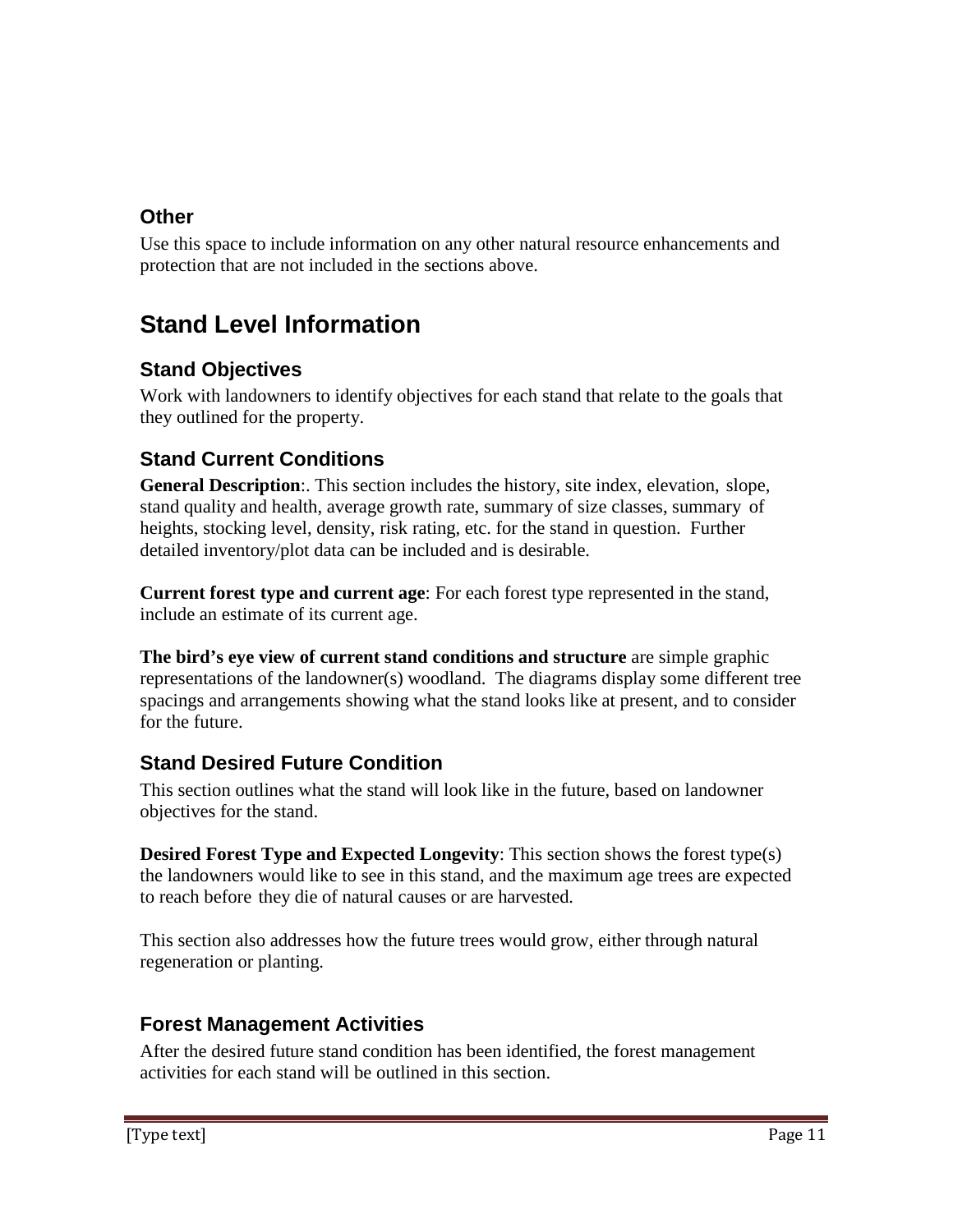### Other

Use this space to include information on any other natural resource enhancements and protection that are not included in the sections above.

## Stand Level Information

### Stand Objectives

Work with landowners to identify objectives for each stand that relate to the goals that they outlined for the property.

### Stand Current Conditions

**General Description**:. This section includes the history, site index, elevation, slope, stand quality and health, average growth rate, summary of size classes, summary of heights, stocking level, density, risk rating, etc. for the stand in question. Further detailed inventory/plot data can be included and is desirable.

**Current forest type and current age**: For each forest type represented in the stand, include an estimate of its current age.

**The bird's eye view of current stand conditions and structure** are simple graphic representations of the landowner(s) woodland. The diagrams display some different tree spacings and arrangements showing what the stand looks like at present, and to consider for the future.

### Stand Desired Future Condition

This section outlines what the stand will look like in the future, based on landowner objectives for the stand.

**Desired Forest Type and Expected Longevity**: This section shows the forest type(s) the landowners would like to see in this stand, and the maximum age trees are expected to reach before they die of natural causes or are harvested.

This section also addresses how the future trees would grow, either through natural regeneration or planting.

### Forest Management Activities

After the desired future stand condition has been identified, the forest management activities for each stand will be outlined in this section.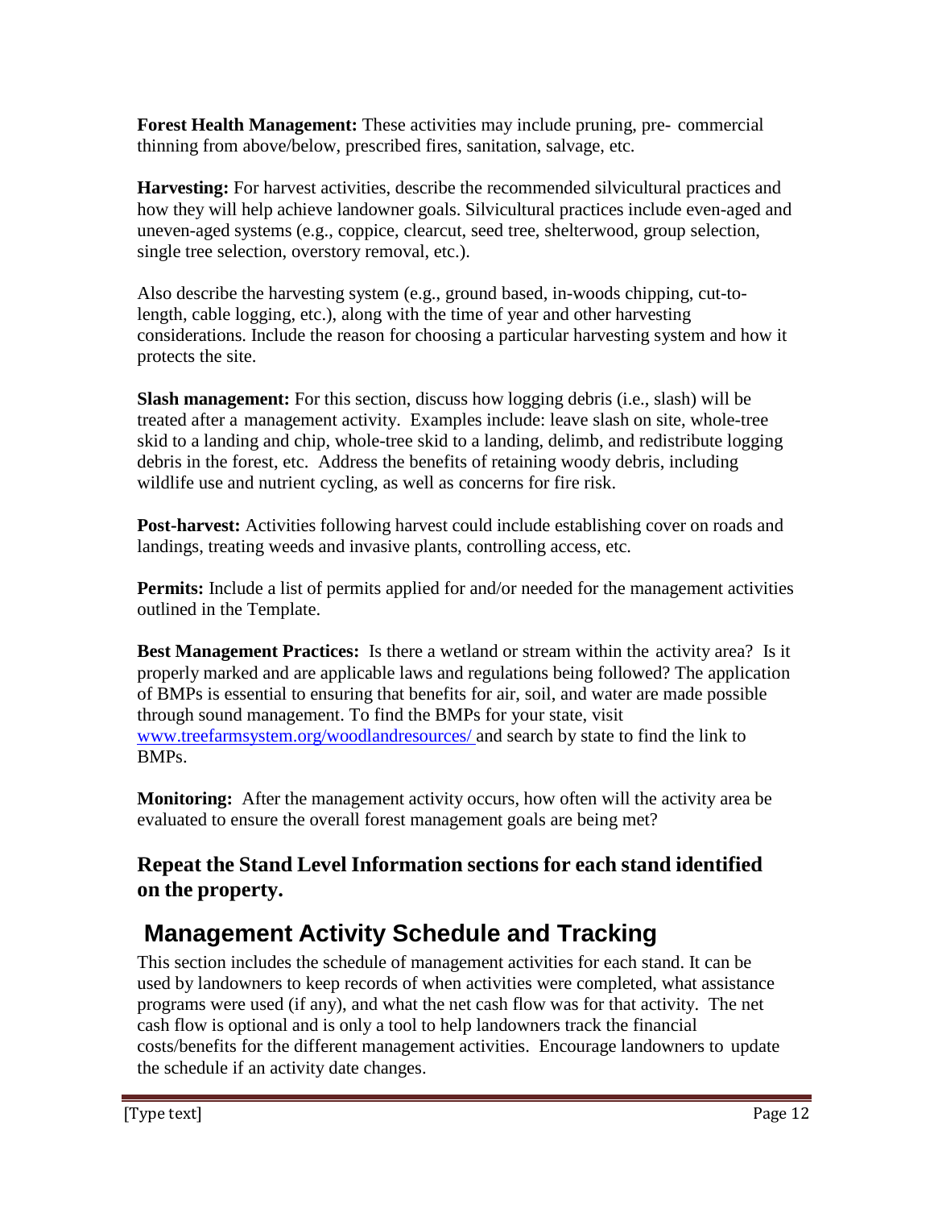**Forest Health Management:** These activities may include pruning, pre- commercial thinning from above/below, prescribed fires, sanitation, salvage, etc.

**Harvesting:** For harvest activities, describe the recommended silvicultural practices and how they will help achieve landowner goals. Silvicultural practices include even-aged and uneven-aged systems (e.g., coppice, clearcut, seed tree, shelterwood, group selection, single tree selection, overstory removal, etc.).

Also describe the harvesting system (e.g., ground based, in-woods chipping, cut-to-length, cable logging, etc.), along with the time of year and other harvesting considerations. Include the reason for choosing a particular harvesting system and how it protects the site.

**Slash management:** For this section, discuss how logging debris (i.e., slash) will be treated after a management activity. Examples include: leave slash on site, whole-tree skid to a landing and chip, whole-tree skid to a landing, delimb, and redistribute logging debris in the forest, etc. Address the benefits of retaining woody debris, including wildlife use and nutrient cycling, as well as concerns for fire risk.

**Post-harvest:** Activities following harvest could include establishing cover on roads and landings, treating weeds and invasive plants, controlling access, etc.

**Permits:** Include a list of permits applied for and/or needed for the management activities outlined in the Template.

**Best Management Practices:** Is there a wetland or stream within the activity area? Is it properly marked and are applicable laws and regulations being followed? The application of BMPs is essential to ensuring that benefits for air, soil, and water are made possible through sound management. To find the BMPs for your state, visit www.treefarmsystem.org/woodlandresources/ and search by state to find the link to BMPs.

**Monitoring:** After the management activity occurs, how often will the activity area be evaluated to ensure the overall forest management goals are being met?

### Repeat the Stand Level Information sections for each stand identified on the property.

## Management Activity Schedule and Tracking

This section includes the schedule of management activities for each stand. It can be used by landowners to keep records of when activities were completed, what assistance programs were used (if any), and what the net cash flow was for that activity. The net cash flow is optional and is only a tool to help landowners track the financial costs/benefits for the different management activities. Encourage landowners to update the schedule if an activity date changes.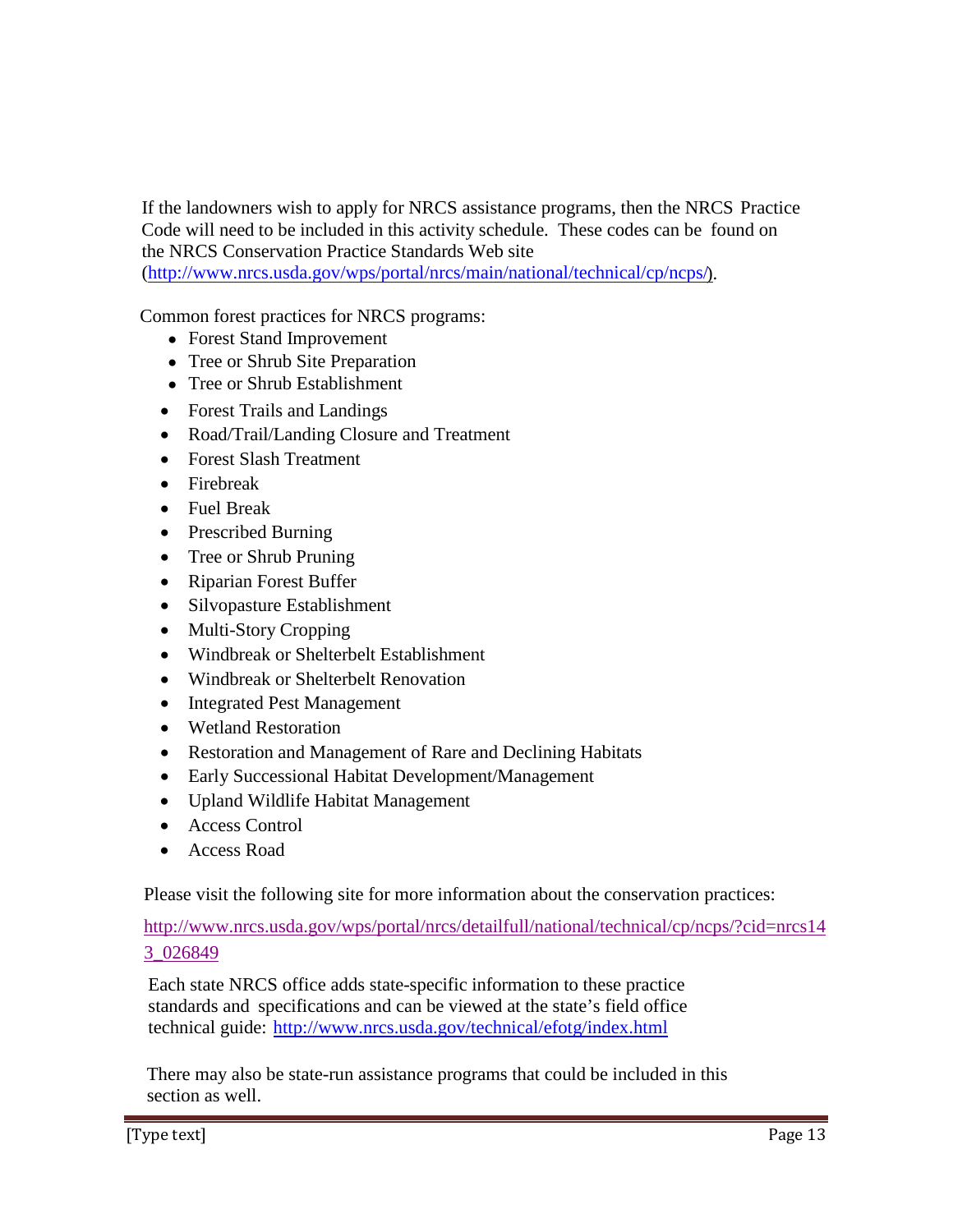If the landowners wish to apply for NRCS assistance programs, then the NRCS Practice Code will need to be included in this activity schedule. These codes can be found on the NRCS Conservation Practice Standards Web site (http://www.nrcs.usda.gov/wps/portal/nrcs/main/national/technical/cp/ncps/).

Common forest practices for NRCS programs:

- Forest Stand Improvement
- Tree or Shrub Site Preparation
- Tree or Shrub Establishment
- Forest Trails and Landings
- Road/Trail/Landing Closure and Treatment
- Forest Slash Treatment
- Firebreak
- Fuel Break
- Prescribed Burning
- Tree or Shrub Pruning
- Riparian Forest Buffer
- Silvopasture Establishment
- Multi-Story Cropping
- Windbreak or Shelterbelt Establishment
- Windbreak or Shelterbelt Renovation
- Integrated Pest Management
- Wetland Restoration
- Restoration and Management of Rare and Declining Habitats
- Early Successional Habitat Development/Management
- Upland Wildlife Habitat Management
- Access Control
- Access Road

Please visit the following site for more information about the conservation practices:

http://www.nrcs.usda.gov/wps/portal/nrcs/detailfull/national/technical/cp/ncps/?cid=nrcs143_026849

Each state NRCS office adds state-specific information to these practice standards and specifications and can be viewed at the state's field office technical guide: http://www.nrcs.usda.gov/technical/efotg/index.html

There may also be state-run assistance programs that could be included in this section as well.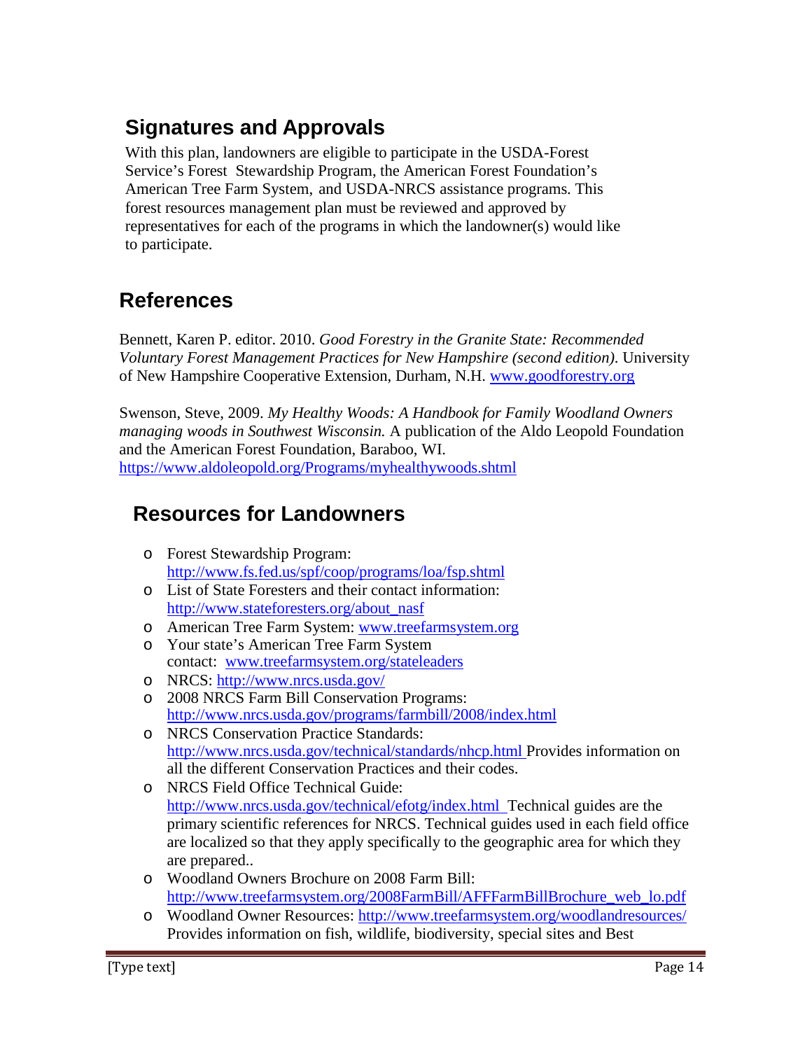## Signatures and Approvals

With this plan, landowners are eligible to participate in the USDA-Forest Service's Forest Stewardship Program, the American Forest Foundation's American Tree Farm System, and USDA-NRCS assistance programs. This forest resources management plan must be reviewed and approved by representatives for each of the programs in which the landowner(s) would like to participate.

## References

Bennett, Karen P. editor. 2010. *Good Forestry in the Granite State: Recommended Voluntary Forest Management Practices for New Hampshire (second edition)*. University of New Hampshire Cooperative Extension, Durham, N.H. www.goodforestry.org

Swenson, Steve, 2009. *My Healthy Woods: A Handbook for Family Woodland Owners managing woods in Southwest Wisconsin.* A publication of the Aldo Leopold Foundation and the American Forest Foundation, Baraboo, WI. https://www.aldoleopold.org/Programs/myhealthywoods.shtml

## Resources for Landowners

- Forest Stewardship Program: http://www.fs.fed.us/spf/coop/programs/loa/fsp.shtml
- List of State Foresters and their contact information: http://www.stateforesters.org/about_nasf
- American Tree Farm System: www.treefarmsystem.org
- Your state's American Tree Farm System contact: www.treefarmsystem.org/stateleaders
- NRCS: http://www.nrcs.usda.gov/
- 2008 NRCS Farm Bill Conservation Programs: http://www.nrcs.usda.gov/programs/farmbill/2008/index.html
- NRCS Conservation Practice Standards: http://www.nrcs.usda.gov/technical/standards/nhcp.html Provides information on all the different Conservation Practices and their codes.
- NRCS Field Office Technical Guide: http://www.nrcs.usda.gov/technical/efotg/index.html Technical guides are the primary scientific references for NRCS. Technical guides used in each field office are localized so that they apply specifically to the geographic area for which they are prepared..
- Woodland Owners Brochure on 2008 Farm Bill: http://www.treefarmsystem.org/2008FarmBill/AFFFarmBillBrochure_web_lo.pdf
- Woodland Owner Resources: http://www.treefarmsystem.org/woodlandresources/ Provides information on fish, wildlife, biodiversity, special sites and Best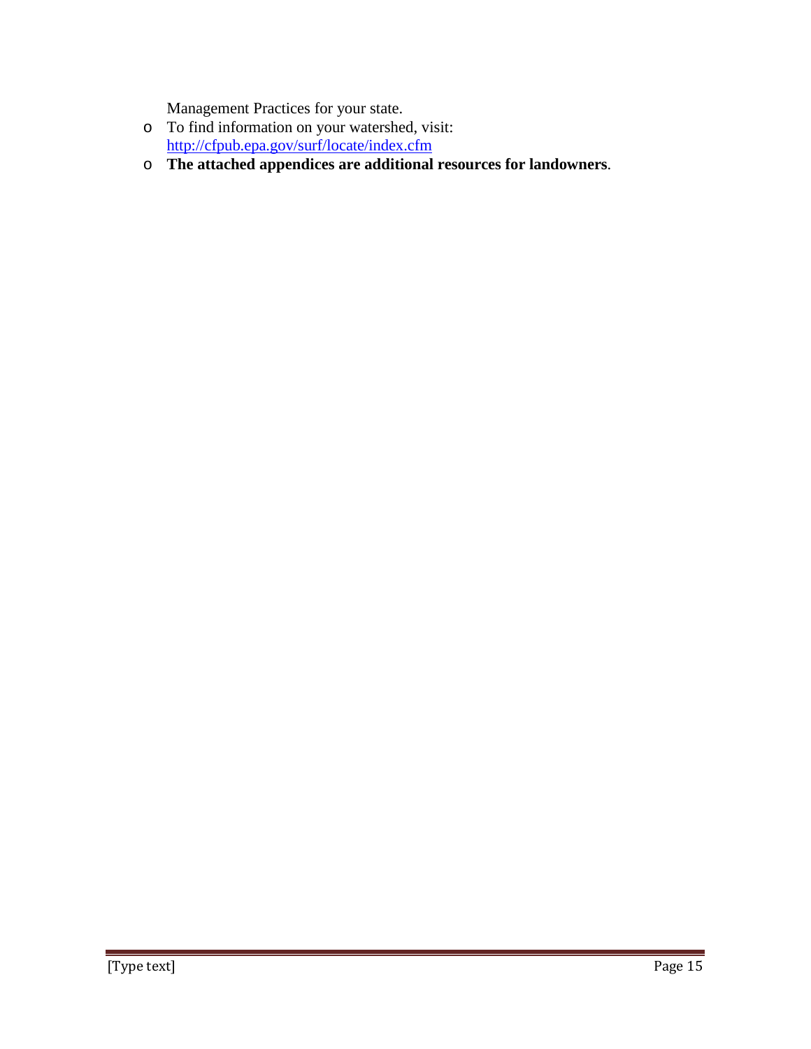Management Practices for your state.

- To find information on your watershed, visit: [http://cfpub.epa.gov/surf/locate/index.cfm](http://cfpub.epa.gov/surf/locate/index.cfm)
- **The attached appendices are additional resources for landowners**.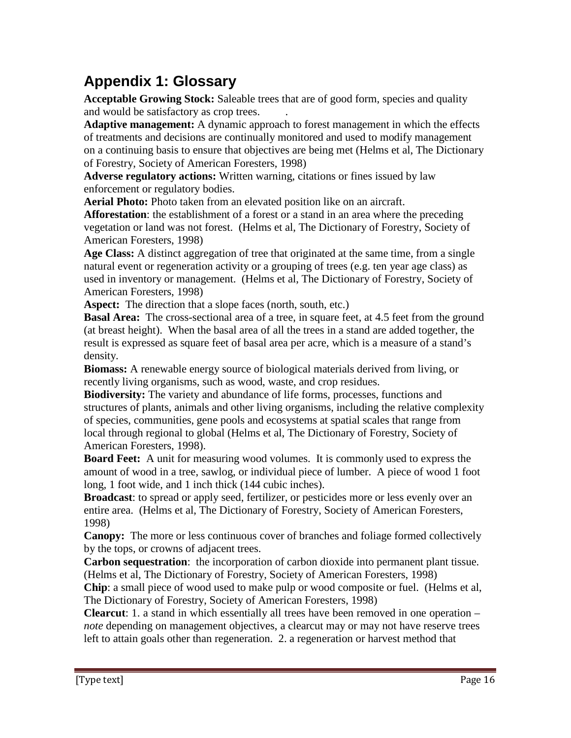## Appendix 1: Glossary

**Acceptable Growing Stock:** Saleable trees that are of good form, species and quality and would be satisfactory as crop trees. .

**Adaptive management:** A dynamic approach to forest management in which the effects of treatments and decisions are continually monitored and used to modify management on a continuing basis to ensure that objectives are being met (Helms et al, The Dictionary of Forestry, Society of American Foresters, 1998)

**Adverse regulatory actions:** Written warning, citations or fines issued by law enforcement or regulatory bodies.

**Aerial Photo:** Photo taken from an elevated position like on an aircraft.

**Afforestation**: the establishment of a forest or a stand in an area where the preceding vegetation or land was not forest. (Helms et al, The Dictionary of Forestry, Society of American Foresters, 1998)

**Age Class:** A distinct aggregation of tree that originated at the same time, from a single natural event or regeneration activity or a grouping of trees (e.g. ten year age class) as used in inventory or management. (Helms et al, The Dictionary of Forestry, Society of American Foresters, 1998)

**Aspect:** The direction that a slope faces (north, south, etc.)

**Basal Area:** The cross-sectional area of a tree, in square feet, at 4.5 feet from the ground (at breast height). When the basal area of all the trees in a stand are added together, the result is expressed as square feet of basal area per acre, which is a measure of a stand's density.

**Biomass:** A renewable energy source of biological materials derived from living, or recently living organisms, such as wood, waste, and crop residues.

**Biodiversity:** The variety and abundance of life forms, processes, functions and structures of plants, animals and other living organisms, including the relative complexity of species, communities, gene pools and ecosystems at spatial scales that range from local through regional to global (Helms et al, The Dictionary of Forestry, Society of American Foresters, 1998).

**Board Feet:** A unit for measuring wood volumes. It is commonly used to express the amount of wood in a tree, sawlog, or individual piece of lumber. A piece of wood 1 foot long, 1 foot wide, and 1 inch thick (144 cubic inches).

**Broadcast**: to spread or apply seed, fertilizer, or pesticides more or less evenly over an entire area. (Helms et al, The Dictionary of Forestry, Society of American Foresters, 1998)

**Canopy:** The more or less continuous cover of branches and foliage formed collectively by the tops, or crowns of adjacent trees.

**Carbon sequestration**: the incorporation of carbon dioxide into permanent plant tissue. (Helms et al, The Dictionary of Forestry, Society of American Foresters, 1998)

**Chip**: a small piece of wood used to make pulp or wood composite or fuel. (Helms et al, The Dictionary of Forestry, Society of American Foresters, 1998)

**Clearcut**: 1. a stand in which essentially all trees have been removed in one operation – *note* depending on management objectives, a clearcut may or may not have reserve trees left to attain goals other than regeneration. 2. a regeneration or harvest method that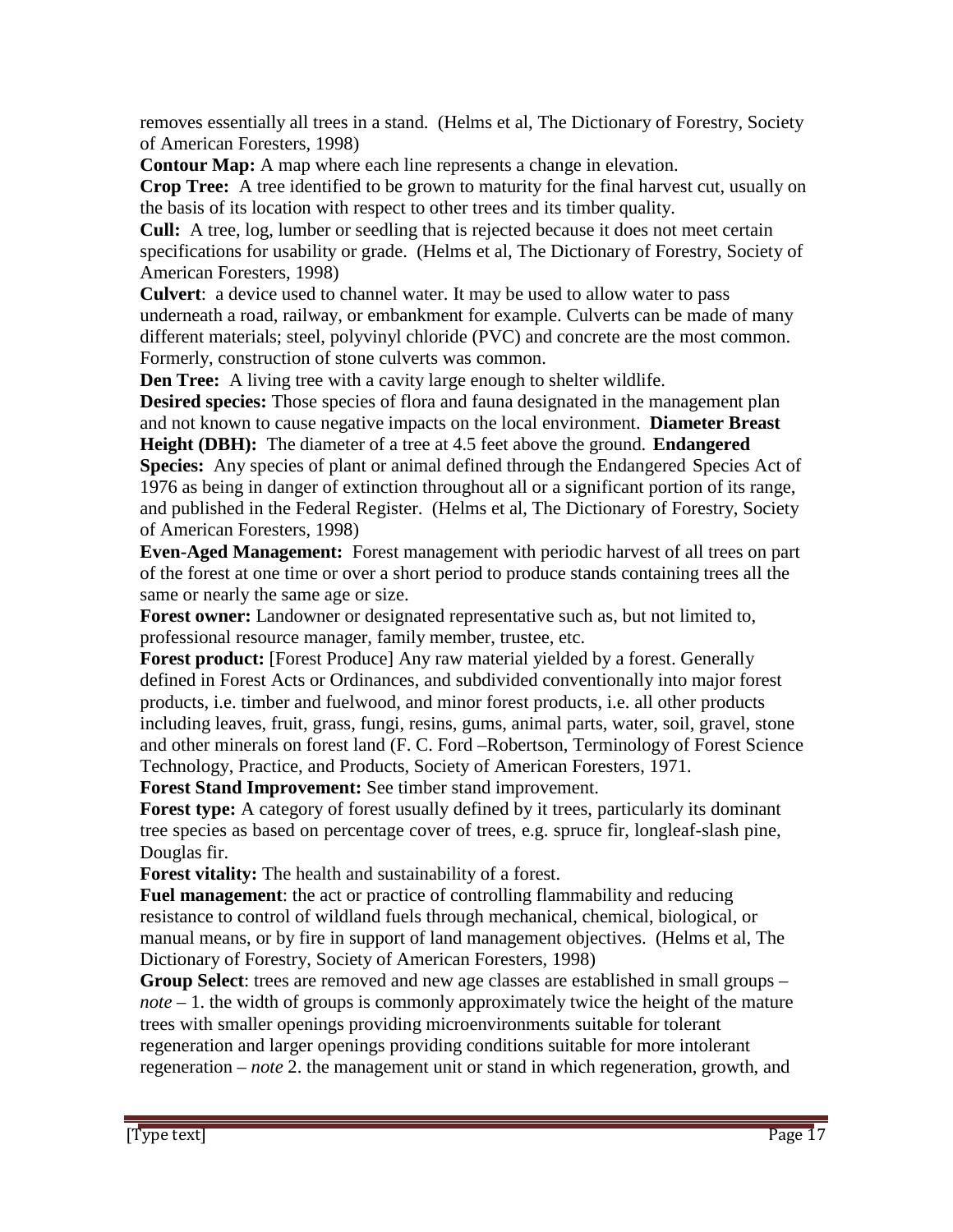removes essentially all trees in a stand. (Helms et al, The Dictionary of Forestry, Society of American Foresters, 1998)

**Contour Map:** A map where each line represents a change in elevation.

**Crop Tree:** A tree identified to be grown to maturity for the final harvest cut, usually on the basis of its location with respect to other trees and its timber quality.

**Cull:** A tree, log, lumber or seedling that is rejected because it does not meet certain specifications for usability or grade. (Helms et al, The Dictionary of Forestry, Society of American Foresters, 1998)

**Culvert**: a device used to channel water. It may be used to allow water to pass underneath a road, railway, or embankment for example. Culverts can be made of many different materials; steel, polyvinyl chloride (PVC) and concrete are the most common. Formerly, construction of stone culverts was common.

**Den Tree:** A living tree with a cavity large enough to shelter wildlife.

**Desired species:** Those species of flora and fauna designated in the management plan and not known to cause negative impacts on the local environment.

**Diameter Breast Height (DBH):** The diameter of a tree at 4.5 feet above the ground.

**Endangered Species:** Any species of plant or animal defined through the Endangered Species Act of 1976 as being in danger of extinction throughout all or a significant portion of its range, and published in the Federal Register. (Helms et al, The Dictionary of Forestry, Society of American Foresters, 1998)

**Even-Aged Management:** Forest management with periodic harvest of all trees on part of the forest at one time or over a short period to produce stands containing trees all the same or nearly the same age or size.

**Forest owner:** Landowner or designated representative such as, but not limited to, professional resource manager, family member, trustee, etc.

**Forest product:** [Forest Produce] Any raw material yielded by a forest. Generally defined in Forest Acts or Ordinances, and subdivided conventionally into major forest products, i.e. timber and fuelwood, and minor forest products, i.e. all other products including leaves, fruit, grass, fungi, resins, gums, animal parts, water, soil, gravel, stone and other minerals on forest land (F. C. Ford –Robertson, Terminology of Forest Science Technology, Practice, and Products, Society of American Foresters, 1971.

**Forest Stand Improvement:** See timber stand improvement.

**Forest type:** A category of forest usually defined by it trees, particularly its dominant tree species as based on percentage cover of trees, e.g. spruce fir, longleaf-slash pine, Douglas fir.

**Forest vitality:** The health and sustainability of a forest.

**Fuel management**: the act or practice of controlling flammability and reducing resistance to control of wildland fuels through mechanical, chemical, biological, or manual means, or by fire in support of land management objectives. (Helms et al, The Dictionary of Forestry, Society of American Foresters, 1998)

**Group Select**: trees are removed and new age classes are established in small groups – *note* – 1. the width of groups is commonly approximately twice the height of the mature trees with smaller openings providing microenvironments suitable for tolerant regeneration and larger openings providing conditions suitable for more intolerant regeneration – *note* 2. the management unit or stand in which regeneration, growth, and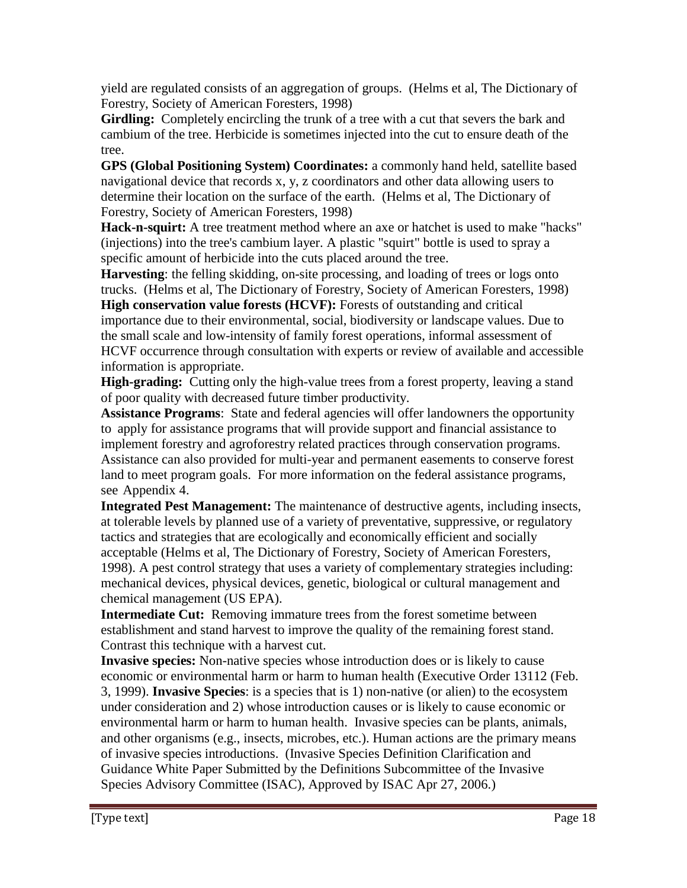yield are regulated consists of an aggregation of groups. (Helms et al, The Dictionary of Forestry, Society of American Foresters, 1998)

**Girdling:** Completely encircling the trunk of a tree with a cut that severs the bark and cambium of the tree. Herbicide is sometimes injected into the cut to ensure death of the tree.

**GPS (Global Positioning System) Coordinates:** a commonly hand held, satellite based navigational device that records x, y, z coordinators and other data allowing users to determine their location on the surface of the earth. (Helms et al, The Dictionary of Forestry, Society of American Foresters, 1998)

**Hack-n-squirt:** A tree treatment method where an axe or hatchet is used to make "hacks" (injections) into the tree's cambium layer. A plastic "squirt" bottle is used to spray a specific amount of herbicide into the cuts placed around the tree.

**Harvesting**: the felling skidding, on-site processing, and loading of trees or logs onto trucks. (Helms et al, The Dictionary of Forestry, Society of American Foresters, 1998)

**High conservation value forests (HCVF):** Forests of outstanding and critical importance due to their environmental, social, biodiversity or landscape values. Due to the small scale and low-intensity of family forest operations, informal assessment of HCVF occurrence through consultation with experts or review of available and accessible information is appropriate.

**High-grading:** Cutting only the high-value trees from a forest property, leaving a stand of poor quality with decreased future timber productivity.

**Assistance Programs**: State and federal agencies will offer landowners the opportunity to apply for assistance programs that will provide support and financial assistance to implement forestry and agroforestry related practices through conservation programs. Assistance can also provided for multi-year and permanent easements to conserve forest land to meet program goals. For more information on the federal assistance programs, see Appendix 4.

**Integrated Pest Management:** The maintenance of destructive agents, including insects, at tolerable levels by planned use of a variety of preventative, suppressive, or regulatory tactics and strategies that are ecologically and economically efficient and socially acceptable (Helms et al, The Dictionary of Forestry, Society of American Foresters, 1998). A pest control strategy that uses a variety of complementary strategies including: mechanical devices, physical devices, genetic, biological or cultural management and chemical management (US EPA).

**Intermediate Cut:** Removing immature trees from the forest sometime between establishment and stand harvest to improve the quality of the remaining forest stand. Contrast this technique with a harvest cut.

**Invasive species:** Non-native species whose introduction does or is likely to cause economic or environmental harm or harm to human health (Executive Order 13112 (Feb. 3, 1999). **Invasive Species**: is a species that is 1) non-native (or alien) to the ecosystem under consideration and 2) whose introduction causes or is likely to cause economic or environmental harm or harm to human health. Invasive species can be plants, animals, and other organisms (e.g., insects, microbes, etc.). Human actions are the primary means of invasive species introductions. (Invasive Species Definition Clarification and Guidance White Paper Submitted by the Definitions Subcommittee of the Invasive Species Advisory Committee (ISAC), Approved by ISAC Apr 27, 2006.)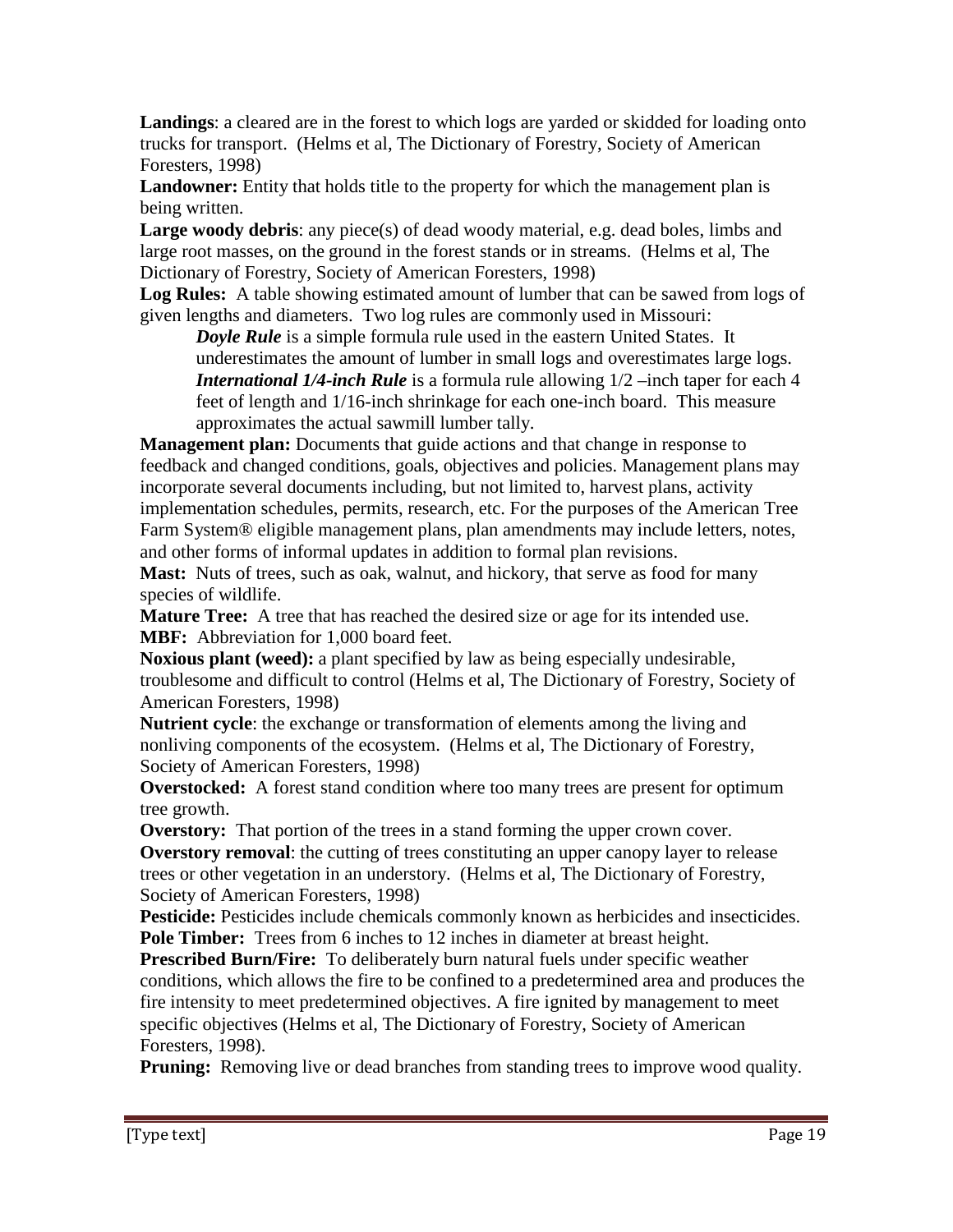**Landings**: a cleared are in the forest to which logs are yarded or skidded for loading onto trucks for transport. (Helms et al, The Dictionary of Forestry, Society of American Foresters, 1998)

**Landowner:** Entity that holds title to the property for which the management plan is being written.

**Large woody debris**: any piece(s) of dead woody material, e.g. dead boles, limbs and large root masses, on the ground in the forest stands or in streams. (Helms et al, The Dictionary of Forestry, Society of American Foresters, 1998)

**Log Rules:** A table showing estimated amount of lumber that can be sawed from logs of given lengths and diameters. Two log rules are commonly used in Missouri:

> ***Doyle Rule*** is a simple formula rule used in the eastern United States. It underestimates the amount of lumber in small logs and overestimates large logs.
>
> ***International 1/4-inch Rule*** is a formula rule allowing 1/2 –inch taper for each 4 feet of length and 1/16-inch shrinkage for each one-inch board. This measure approximates the actual sawmill lumber tally.

**Management plan:** Documents that guide actions and that change in response to feedback and changed conditions, goals, objectives and policies. Management plans may incorporate several documents including, but not limited to, harvest plans, activity implementation schedules, permits, research, etc. For the purposes of the American Tree Farm System® eligible management plans, plan amendments may include letters, notes, and other forms of informal updates in addition to formal plan revisions.

**Mast:** Nuts of trees, such as oak, walnut, and hickory, that serve as food for many species of wildlife.

**Mature Tree:** A tree that has reached the desired size or age for its intended use.

**MBF:** Abbreviation for 1,000 board feet.

**Noxious plant (weed):** a plant specified by law as being especially undesirable, troublesome and difficult to control (Helms et al, The Dictionary of Forestry, Society of American Foresters, 1998)

**Nutrient cycle**: the exchange or transformation of elements among the living and nonliving components of the ecosystem. (Helms et al, The Dictionary of Forestry, Society of American Foresters, 1998)

**Overstocked:** A forest stand condition where too many trees are present for optimum tree growth.

**Overstory:** That portion of the trees in a stand forming the upper crown cover.

**Overstory removal**: the cutting of trees constituting an upper canopy layer to release trees or other vegetation in an understory. (Helms et al, The Dictionary of Forestry, Society of American Foresters, 1998)

**Pesticide:** Pesticides include chemicals commonly known as herbicides and insecticides.

**Pole Timber:** Trees from 6 inches to 12 inches in diameter at breast height.

**Prescribed Burn/Fire:** To deliberately burn natural fuels under specific weather conditions, which allows the fire to be confined to a predetermined area and produces the fire intensity to meet predetermined objectives. A fire ignited by management to meet specific objectives (Helms et al, The Dictionary of Forestry, Society of American Foresters, 1998).

**Pruning:** Removing live or dead branches from standing trees to improve wood quality.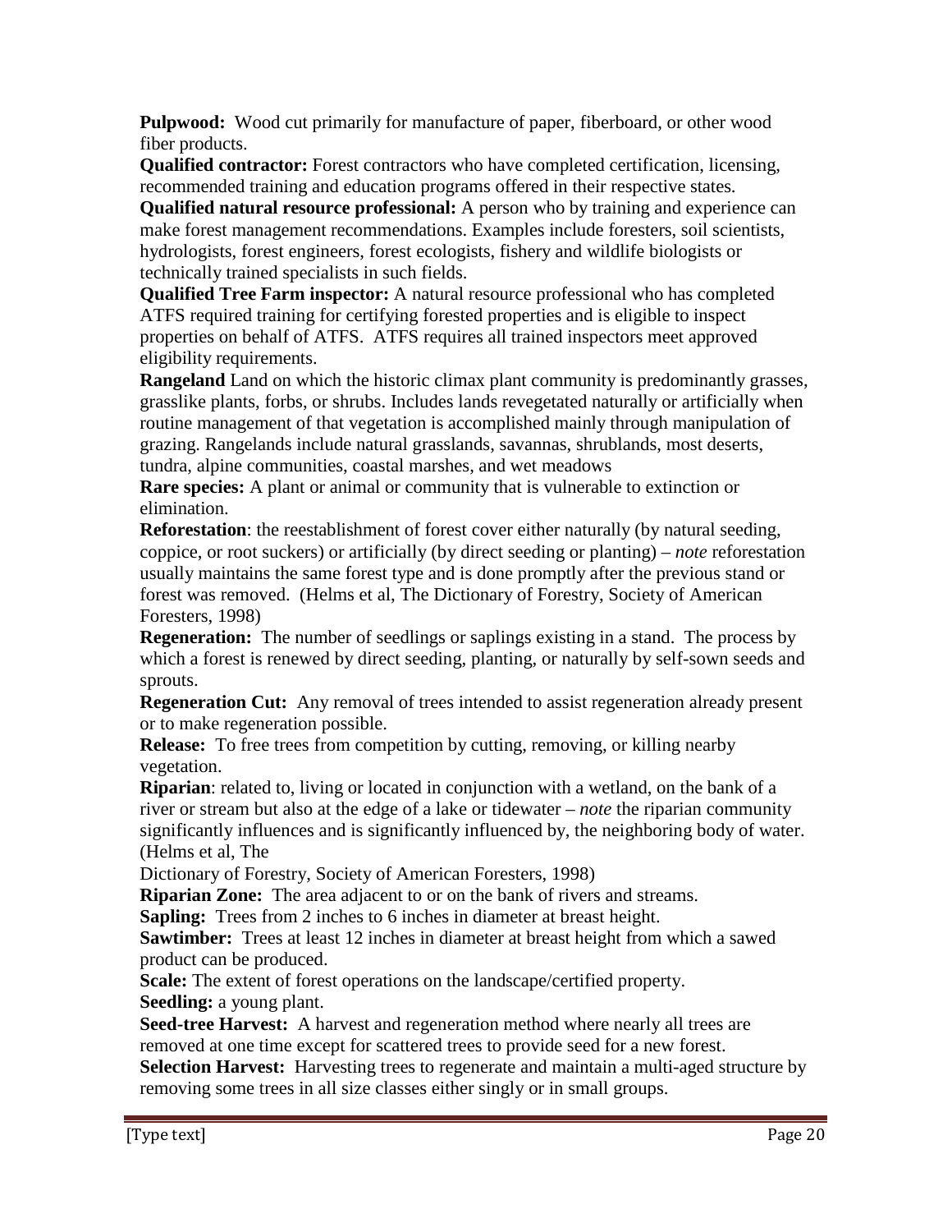**Pulpwood:** Wood cut primarily for manufacture of paper, fiberboard, or other wood fiber products.

**Qualified contractor:** Forest contractors who have completed certification, licensing, recommended training and education programs offered in their respective states.

**Qualified natural resource professional:** A person who by training and experience can make forest management recommendations. Examples include foresters, soil scientists, hydrologists, forest engineers, forest ecologists, fishery and wildlife biologists or technically trained specialists in such fields.

**Qualified Tree Farm inspector:** A natural resource professional who has completed ATFS required training for certifying forested properties and is eligible to inspect properties on behalf of ATFS. ATFS requires all trained inspectors meet approved eligibility requirements.

**Rangeland** Land on which the historic climax plant community is predominantly grasses, grasslike plants, forbs, or shrubs. Includes lands revegetated naturally or artificially when routine management of that vegetation is accomplished mainly through manipulation of grazing. Rangelands include natural grasslands, savannas, shrublands, most deserts, tundra, alpine communities, coastal marshes, and wet meadows

**Rare species:** A plant or animal or community that is vulnerable to extinction or elimination.

**Reforestation**: the reestablishment of forest cover either naturally (by natural seeding, coppice, or root suckers) or artificially (by direct seeding or planting) – *note* reforestation usually maintains the same forest type and is done promptly after the previous stand or forest was removed. (Helms et al, The Dictionary of Forestry, Society of American Foresters, 1998)

**Regeneration:** The number of seedlings or saplings existing in a stand. The process by which a forest is renewed by direct seeding, planting, or naturally by self-sown seeds and sprouts.

**Regeneration Cut:** Any removal of trees intended to assist regeneration already present or to make regeneration possible.

**Release:** To free trees from competition by cutting, removing, or killing nearby vegetation.

**Riparian**: related to, living or located in conjunction with a wetland, on the bank of a river or stream but also at the edge of a lake or tidewater – *note* the riparian community significantly influences and is significantly influenced by, the neighboring body of water. (Helms et al, The Dictionary of Forestry, Society of American Foresters, 1998)

**Riparian Zone:** The area adjacent to or on the bank of rivers and streams.

**Sapling:** Trees from 2 inches to 6 inches in diameter at breast height.

**Sawtimber:** Trees at least 12 inches in diameter at breast height from which a sawed product can be produced.

**Scale:** The extent of forest operations on the landscape/certified property.

**Seedling:** a young plant.

**Seed-tree Harvest:** A harvest and regeneration method where nearly all trees are removed at one time except for scattered trees to provide seed for a new forest.

**Selection Harvest:** Harvesting trees to regenerate and maintain a multi-aged structure by removing some trees in all size classes either singly or in small groups.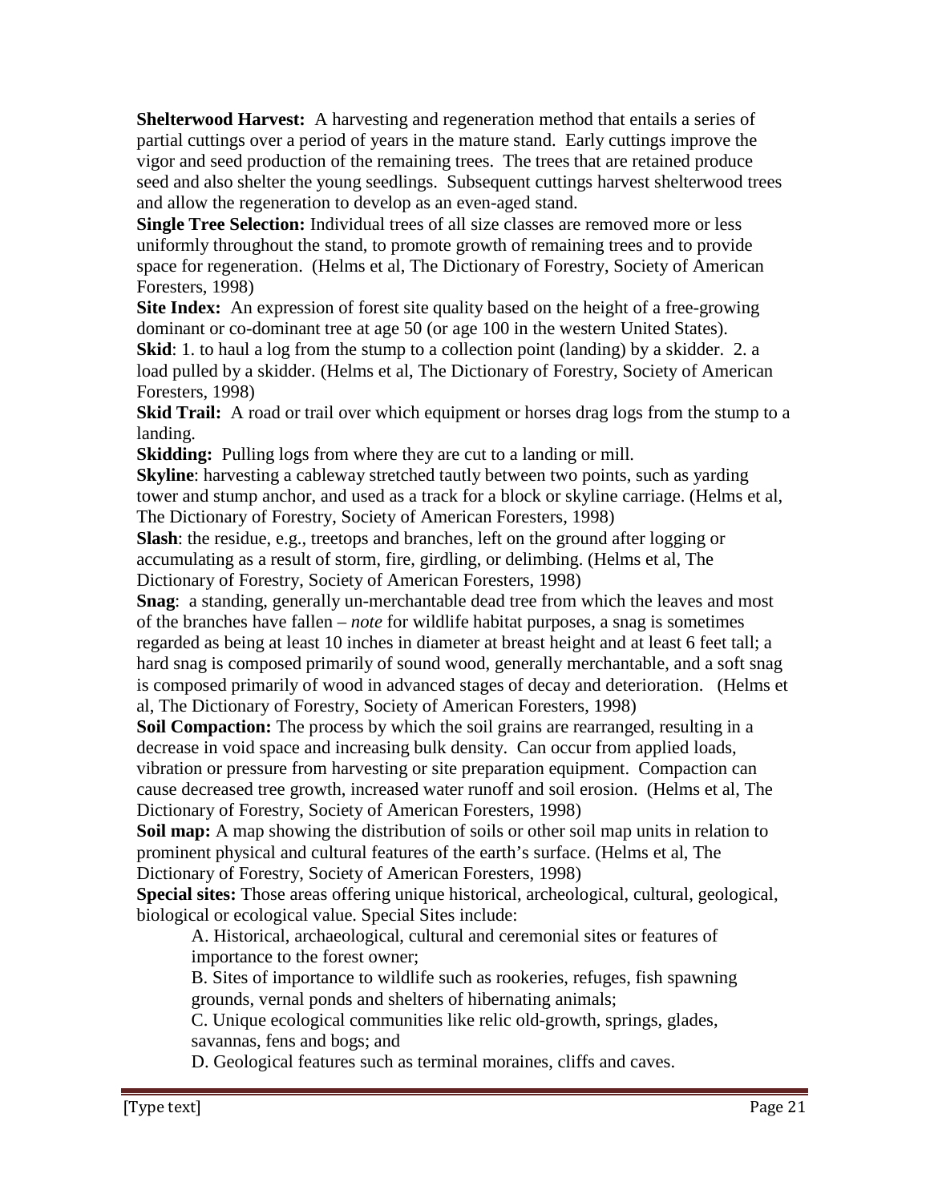**Shelterwood Harvest:** A harvesting and regeneration method that entails a series of partial cuttings over a period of years in the mature stand. Early cuttings improve the vigor and seed production of the remaining trees. The trees that are retained produce seed and also shelter the young seedlings. Subsequent cuttings harvest shelterwood trees and allow the regeneration to develop as an even-aged stand.

**Single Tree Selection:** Individual trees of all size classes are removed more or less uniformly throughout the stand, to promote growth of remaining trees and to provide space for regeneration. (Helms et al, The Dictionary of Forestry, Society of American Foresters, 1998)

**Site Index:** An expression of forest site quality based on the height of a free-growing dominant or co-dominant tree at age 50 (or age 100 in the western United States).

**Skid**: 1. to haul a log from the stump to a collection point (landing) by a skidder. 2. a load pulled by a skidder. (Helms et al, The Dictionary of Forestry, Society of American Foresters, 1998)

**Skid Trail:** A road or trail over which equipment or horses drag logs from the stump to a landing.

**Skidding:** Pulling logs from where they are cut to a landing or mill.

**Skyline**: harvesting a cableway stretched tautly between two points, such as yarding tower and stump anchor, and used as a track for a block or skyline carriage. (Helms et al, The Dictionary of Forestry, Society of American Foresters, 1998)

**Slash**: the residue, e.g., treetops and branches, left on the ground after logging or accumulating as a result of storm, fire, girdling, or delimbing. (Helms et al, The Dictionary of Forestry, Society of American Foresters, 1998)

**Snag**: a standing, generally un-merchantable dead tree from which the leaves and most of the branches have fallen – *note* for wildlife habitat purposes, a snag is sometimes regarded as being at least 10 inches in diameter at breast height and at least 6 feet tall; a hard snag is composed primarily of sound wood, generally merchantable, and a soft snag is composed primarily of wood in advanced stages of decay and deterioration. (Helms et al, The Dictionary of Forestry, Society of American Foresters, 1998)

**Soil Compaction:** The process by which the soil grains are rearranged, resulting in a decrease in void space and increasing bulk density. Can occur from applied loads, vibration or pressure from harvesting or site preparation equipment. Compaction can cause decreased tree growth, increased water runoff and soil erosion. (Helms et al, The Dictionary of Forestry, Society of American Foresters, 1998)

**Soil map:** A map showing the distribution of soils or other soil map units in relation to prominent physical and cultural features of the earth's surface. (Helms et al, The Dictionary of Forestry, Society of American Foresters, 1998)

**Special sites:** Those areas offering unique historical, archeological, cultural, geological, biological or ecological value. Special Sites include:

A. Historical, archaeological, cultural and ceremonial sites or features of importance to the forest owner;

B. Sites of importance to wildlife such as rookeries, refuges, fish spawning grounds, vernal ponds and shelters of hibernating animals;

C. Unique ecological communities like relic old-growth, springs, glades, savannas, fens and bogs; and

D. Geological features such as terminal moraines, cliffs and caves.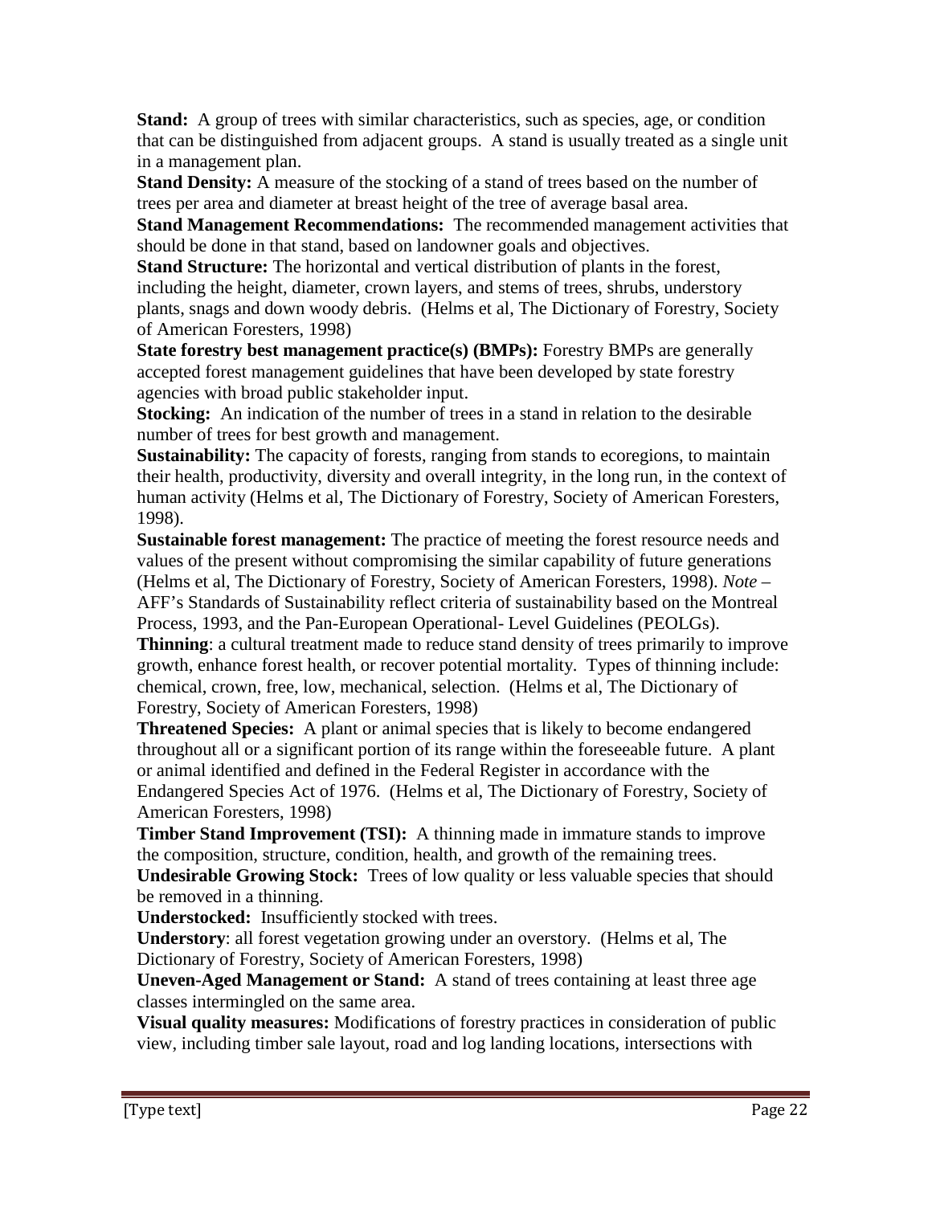**Stand:** A group of trees with similar characteristics, such as species, age, or condition that can be distinguished from adjacent groups. A stand is usually treated as a single unit in a management plan.

**Stand Density:** A measure of the stocking of a stand of trees based on the number of trees per area and diameter at breast height of the tree of average basal area.

**Stand Management Recommendations:** The recommended management activities that should be done in that stand, based on landowner goals and objectives.

**Stand Structure:** The horizontal and vertical distribution of plants in the forest, including the height, diameter, crown layers, and stems of trees, shrubs, understory plants, snags and down woody debris. (Helms et al, The Dictionary of Forestry, Society of American Foresters, 1998)

**State forestry best management practice(s) (BMPs):** Forestry BMPs are generally accepted forest management guidelines that have been developed by state forestry agencies with broad public stakeholder input.

**Stocking:** An indication of the number of trees in a stand in relation to the desirable number of trees for best growth and management.

**Sustainability:** The capacity of forests, ranging from stands to ecoregions, to maintain their health, productivity, diversity and overall integrity, in the long run, in the context of human activity (Helms et al, The Dictionary of Forestry, Society of American Foresters, 1998).

**Sustainable forest management:** The practice of meeting the forest resource needs and values of the present without compromising the similar capability of future generations (Helms et al, The Dictionary of Forestry, Society of American Foresters, 1998). *Note* – AFF's Standards of Sustainability reflect criteria of sustainability based on the Montreal Process, 1993, and the Pan-European Operational- Level Guidelines (PEOLGs).

**Thinning**: a cultural treatment made to reduce stand density of trees primarily to improve growth, enhance forest health, or recover potential mortality. Types of thinning include: chemical, crown, free, low, mechanical, selection. (Helms et al, The Dictionary of Forestry, Society of American Foresters, 1998)

**Threatened Species:** A plant or animal species that is likely to become endangered throughout all or a significant portion of its range within the foreseeable future. A plant or animal identified and defined in the Federal Register in accordance with the Endangered Species Act of 1976. (Helms et al, The Dictionary of Forestry, Society of American Foresters, 1998)

**Timber Stand Improvement (TSI):** A thinning made in immature stands to improve the composition, structure, condition, health, and growth of the remaining trees.

**Undesirable Growing Stock:** Trees of low quality or less valuable species that should be removed in a thinning.

**Understocked:** Insufficiently stocked with trees.

**Understory**: all forest vegetation growing under an overstory. (Helms et al, The Dictionary of Forestry, Society of American Foresters, 1998)

**Uneven-Aged Management or Stand:** A stand of trees containing at least three age classes intermingled on the same area.

**Visual quality measures:** Modifications of forestry practices in consideration of public view, including timber sale layout, road and log landing locations, intersections with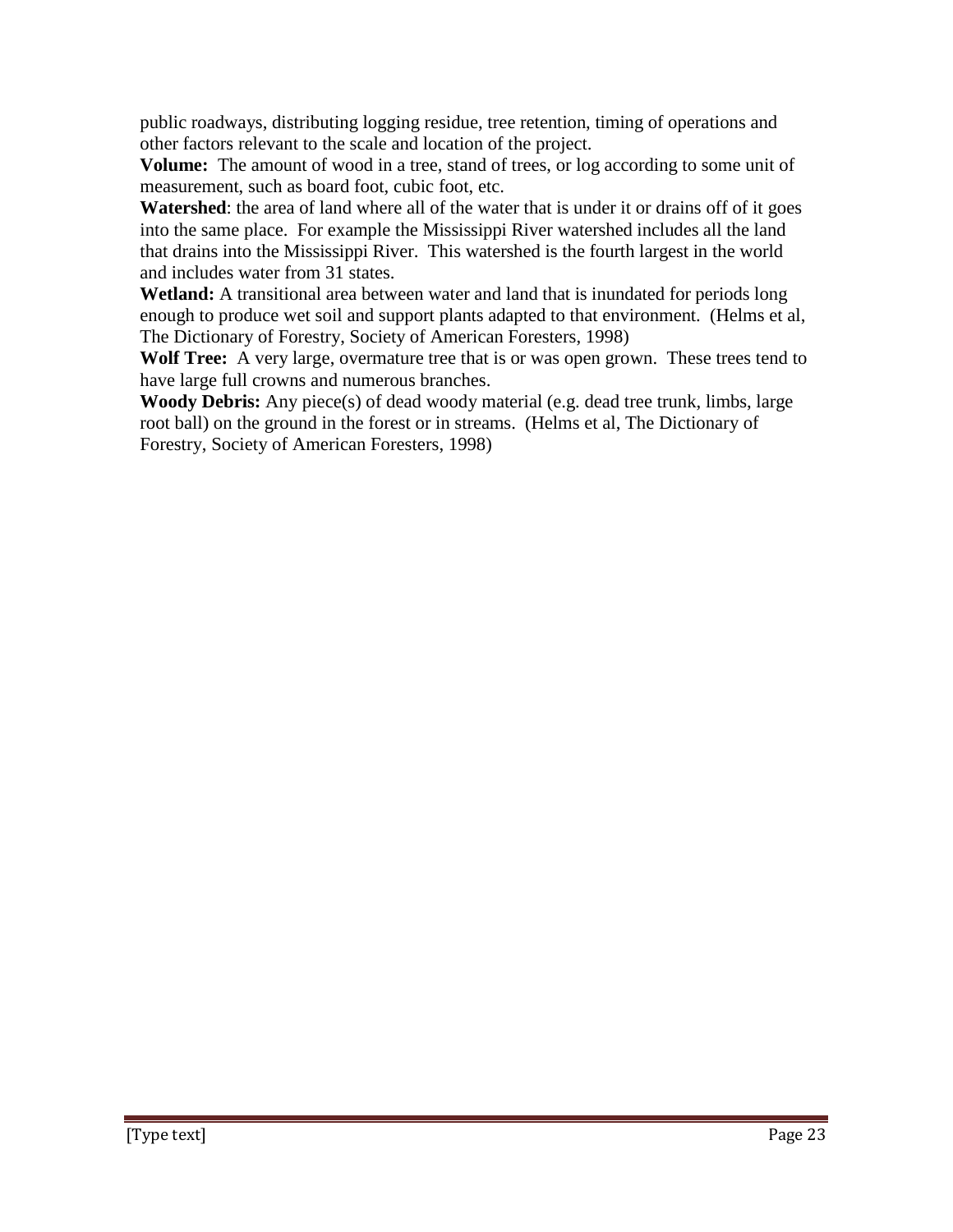public roadways, distributing logging residue, tree retention, timing of operations and other factors relevant to the scale and location of the project.

**Volume:** The amount of wood in a tree, stand of trees, or log according to some unit of measurement, such as board foot, cubic foot, etc.

**Watershed**: the area of land where all of the water that is under it or drains off of it goes into the same place. For example the Mississippi River watershed includes all the land that drains into the Mississippi River. This watershed is the fourth largest in the world and includes water from 31 states.

**Wetland:** A transitional area between water and land that is inundated for periods long enough to produce wet soil and support plants adapted to that environment. (Helms et al, The Dictionary of Forestry, Society of American Foresters, 1998)

**Wolf Tree:** A very large, overmature tree that is or was open grown. These trees tend to have large full crowns and numerous branches.

**Woody Debris:** Any piece(s) of dead woody material (e.g. dead tree trunk, limbs, large root ball) on the ground in the forest or in streams. (Helms et al, The Dictionary of Forestry, Society of American Foresters, 1998)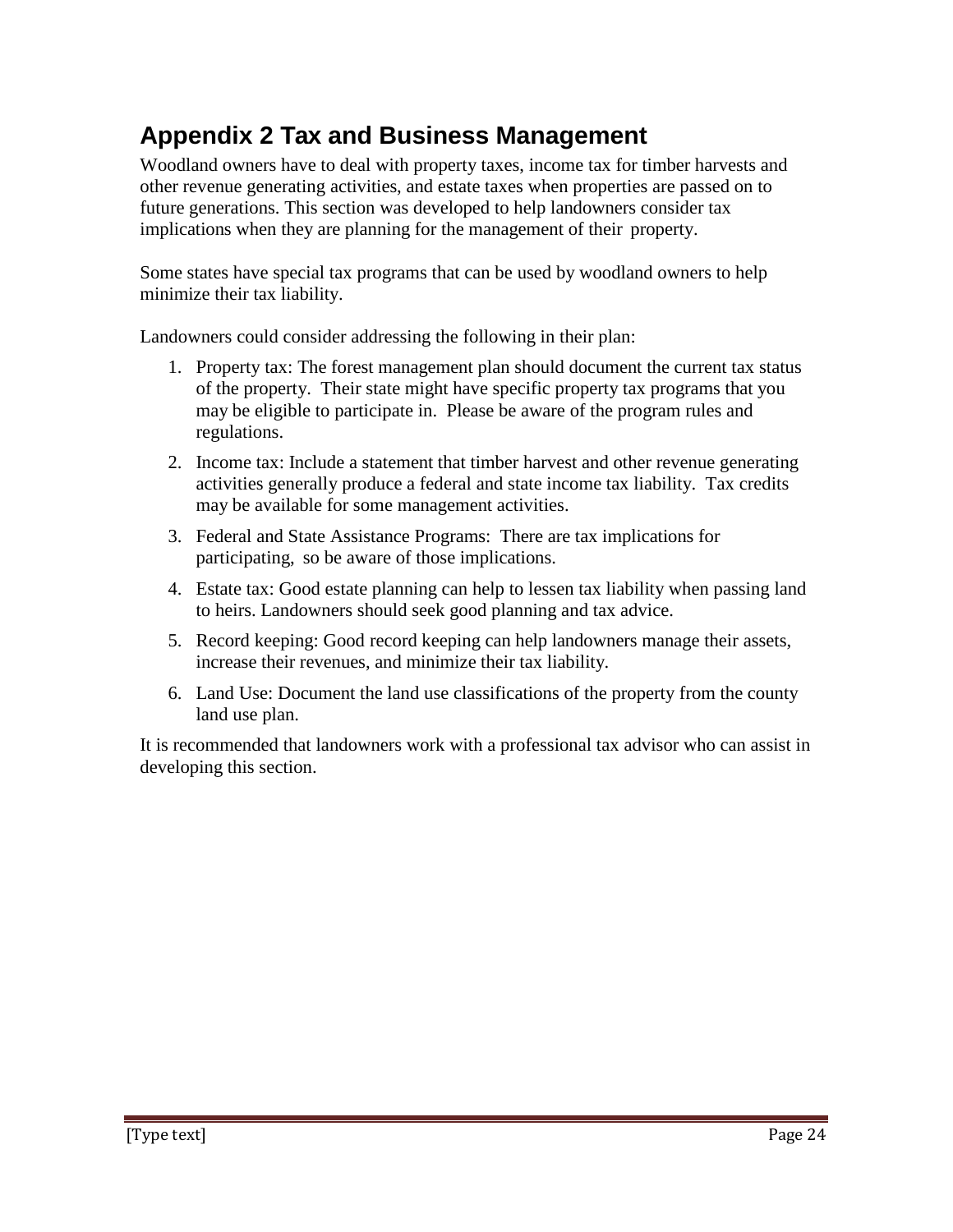# Appendix 2 Tax and Business Management

Woodland owners have to deal with property taxes, income tax for timber harvests and other revenue generating activities, and estate taxes when properties are passed on to future generations. This section was developed to help landowners consider tax implications when they are planning for the management of their property.

Some states have special tax programs that can be used by woodland owners to help minimize their tax liability.

Landowners could consider addressing the following in their plan:

1. Property tax: The forest management plan should document the current tax status of the property. Their state might have specific property tax programs that you may be eligible to participate in. Please be aware of the program rules and regulations.
2. Income tax: Include a statement that timber harvest and other revenue generating activities generally produce a federal and state income tax liability. Tax credits may be available for some management activities.
3. Federal and State Assistance Programs: There are tax implications for participating, so be aware of those implications.
4. Estate tax: Good estate planning can help to lessen tax liability when passing land to heirs. Landowners should seek good planning and tax advice.
5. Record keeping: Good record keeping can help landowners manage their assets, increase their revenues, and minimize their tax liability.
6. Land Use: Document the land use classifications of the property from the county land use plan.

It is recommended that landowners work with a professional tax advisor who can assist in developing this section.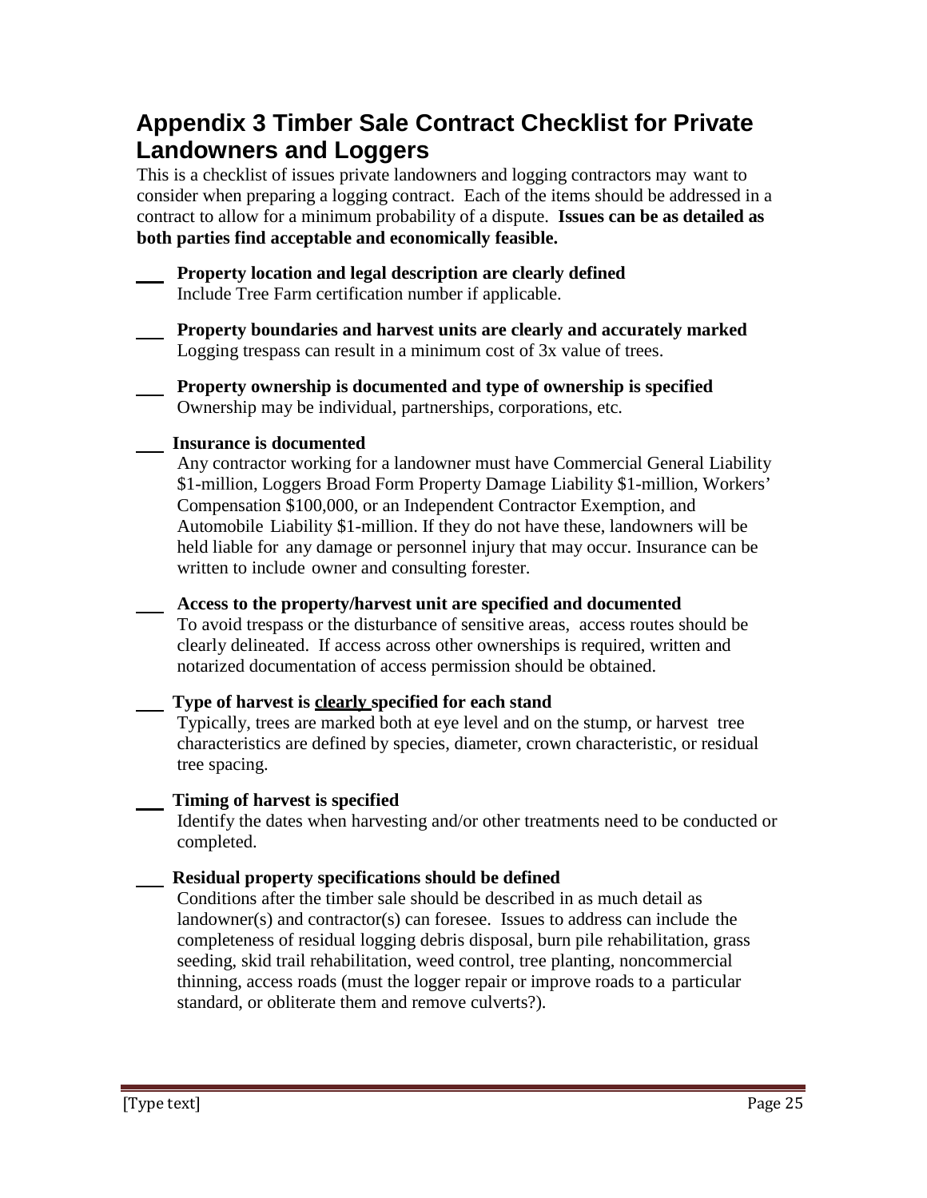## Appendix 3 Timber Sale Contract Checklist for Private Landowners and Loggers

This is a checklist of issues private landowners and logging contractors may want to consider when preparing a logging contract. Each of the items should be addressed in a contract to allow for a minimum probability of a dispute. **Issues can be as detailed as both parties find acceptable and economically feasible.**

___ **Property location and legal description are clearly defined**
Include Tree Farm certification number if applicable.

___ **Property boundaries and harvest units are clearly and accurately marked**
Logging trespass can result in a minimum cost of 3x value of trees.

___ **Property ownership is documented and type of ownership is specified**
Ownership may be individual, partnerships, corporations, etc.

___ **Insurance is documented**
Any contractor working for a landowner must have Commercial General Liability \$1-million, Loggers Broad Form Property Damage Liability \$1-million, Workers' Compensation \$100,000, or an Independent Contractor Exemption, and Automobile Liability \$1-million. If they do not have these, landowners will be held liable for any damage or personnel injury that may occur. Insurance can be written to include owner and consulting forester.

___ **Access to the property/harvest unit are specified and documented**
To avoid trespass or the disturbance of sensitive areas, access routes should be clearly delineated. If access across other ownerships is required, written and notarized documentation of access permission should be obtained.

___ **Type of harvest is <u>clearly</u> specified for each stand**
Typically, trees are marked both at eye level and on the stump, or harvest tree characteristics are defined by species, diameter, crown characteristic, or residual tree spacing.

___ **Timing of harvest is specified**
Identify the dates when harvesting and/or other treatments need to be conducted or completed.

___ **Residual property specifications should be defined**
Conditions after the timber sale should be described in as much detail as landowner(s) and contractor(s) can foresee. Issues to address can include the completeness of residual logging debris disposal, burn pile rehabilitation, grass seeding, skid trail rehabilitation, weed control, tree planting, noncommercial thinning, access roads (must the logger repair or improve roads to a particular standard, or obliterate them and remove culverts?).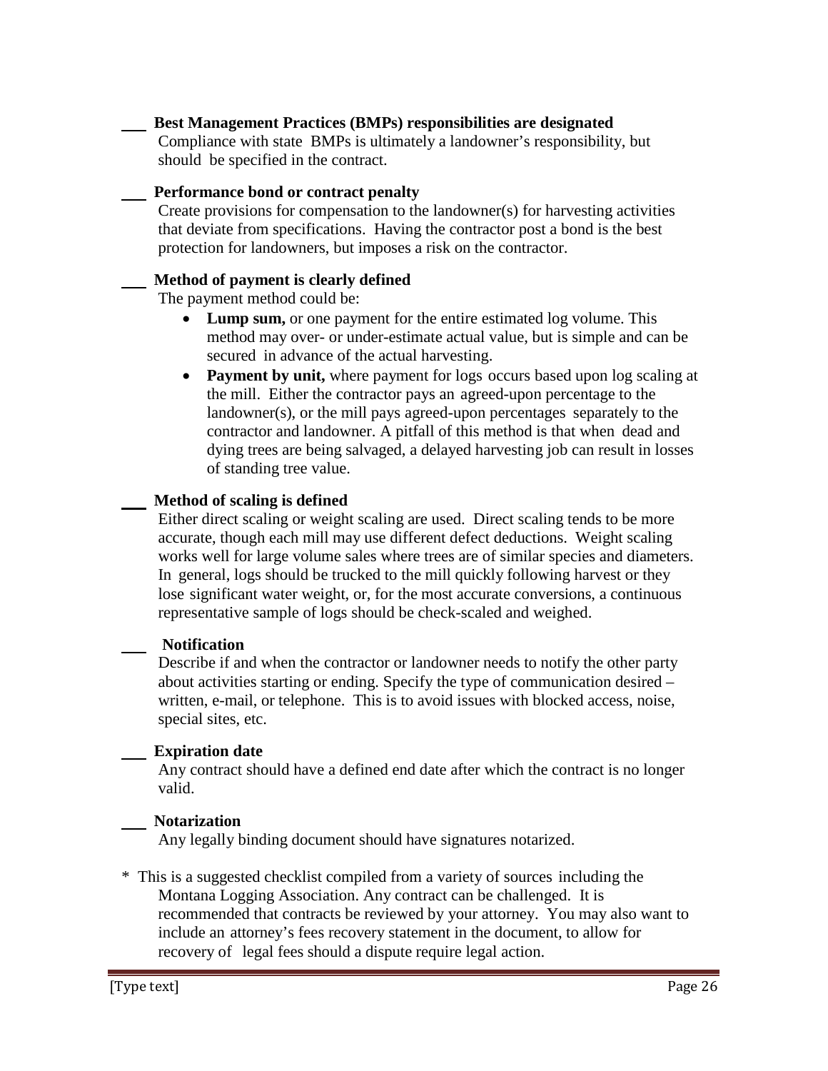___ **Best Management Practices (BMPs) responsibilities are designated**
Compliance with state BMPs is ultimately a landowner's responsibility, but should be specified in the contract.

___ **Performance bond or contract penalty**
Create provisions for compensation to the landowner(s) for harvesting activities that deviate from specifications. Having the contractor post a bond is the best protection for landowners, but imposes a risk on the contractor.

___ **Method of payment is clearly defined**
The payment method could be:

- **Lump sum,** or one payment for the entire estimated log volume. This method may over- or under-estimate actual value, but is simple and can be secured in advance of the actual harvesting.
- **Payment by unit,** where payment for logs occurs based upon log scaling at the mill. Either the contractor pays an agreed-upon percentage to the landowner(s), or the mill pays agreed-upon percentages separately to the contractor and landowner. A pitfall of this method is that when dead and dying trees are being salvaged, a delayed harvesting job can result in losses of standing tree value.

___ **Method of scaling is defined**
Either direct scaling or weight scaling are used. Direct scaling tends to be more accurate, though each mill may use different defect deductions. Weight scaling works well for large volume sales where trees are of similar species and diameters. In general, logs should be trucked to the mill quickly following harvest or they lose significant water weight, or, for the most accurate conversions, a continuous representative sample of logs should be check-scaled and weighed.

___ **Notification**
Describe if and when the contractor or landowner needs to notify the other party about activities starting or ending. Specify the type of communication desired – written, e-mail, or telephone. This is to avoid issues with blocked access, noise, special sites, etc.

___ **Expiration date**
Any contract should have a defined end date after which the contract is no longer valid.

___ **Notarization**
Any legally binding document should have signatures notarized.

\* This is a suggested checklist compiled from a variety of sources including the Montana Logging Association. Any contract can be challenged. It is recommended that contracts be reviewed by your attorney. You may also want to include an attorney's fees recovery statement in the document, to allow for recovery of legal fees should a dispute require legal action.